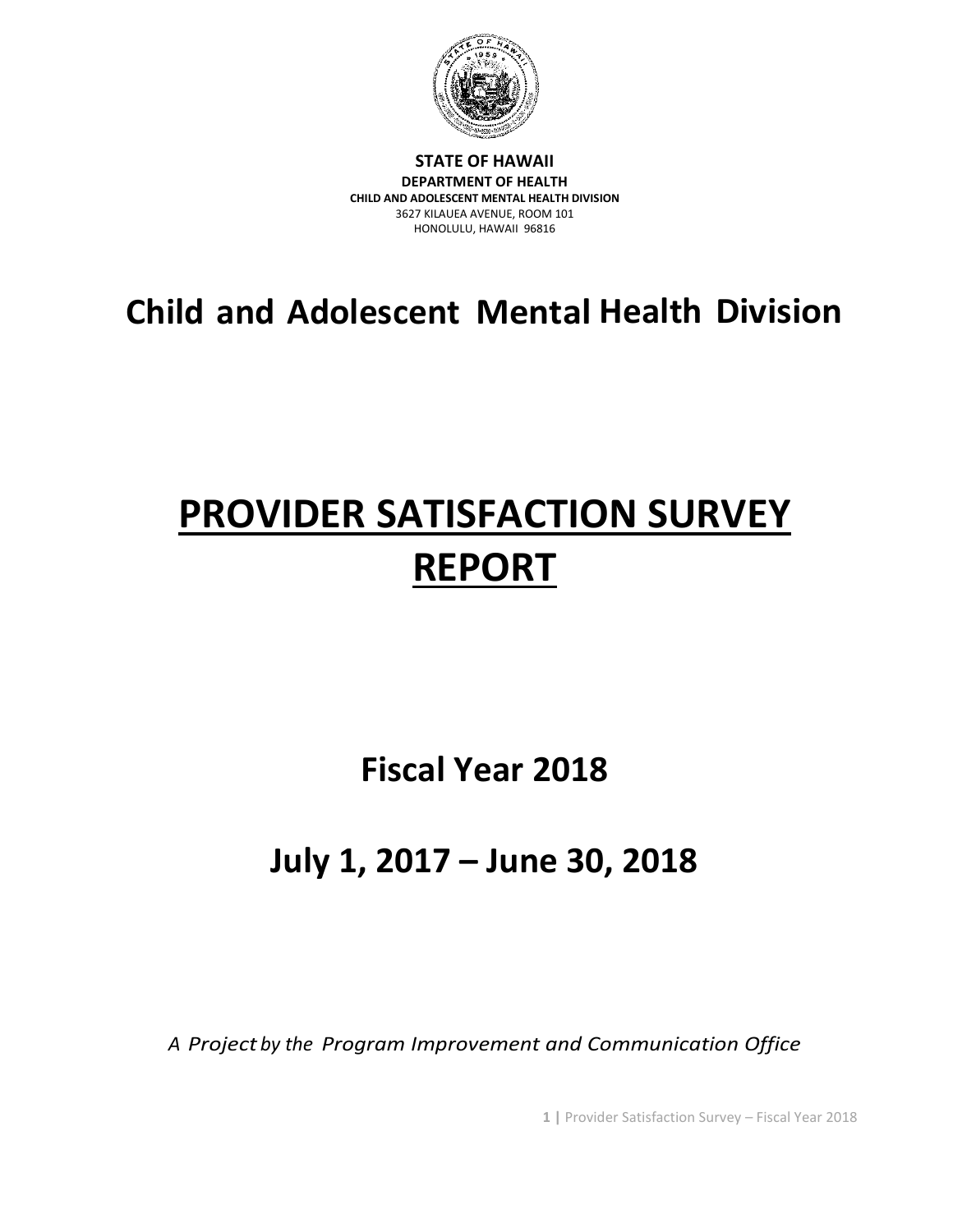**STATE OF HAWAII**
**DEPARTMENT OF HEALTH**
**CHILD AND ADOLESCENT MENTAL HEALTH DIVISION**
3627 KILAUEA AVENUE, ROOM 101
HONOLULU, HAWAII 96816

# Child and Adolescent Mental Health Division

# PROVIDER SATISFACTION SURVEY REPORT

## Fiscal Year 2018

## July 1, 2017 – June 30, 2018

*A Project by the Program Improvement and Communication Office*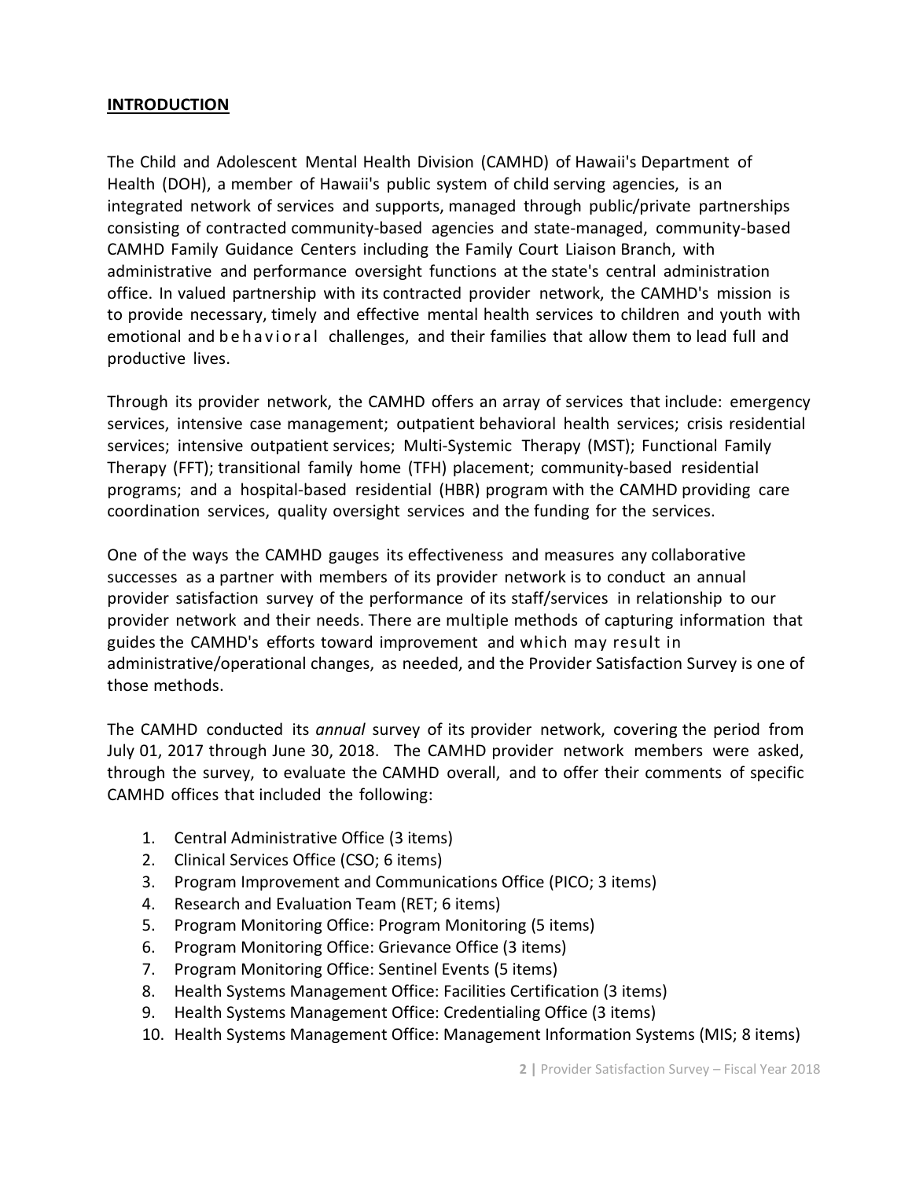## INTRODUCTION

The Child and Adolescent Mental Health Division (CAMHD) of Hawaii's Department of Health (DOH), a member of Hawaii's public system of child serving agencies, is an integrated network of services and supports, managed through public/private partnerships consisting of contracted community-based agencies and state-managed, community-based CAMHD Family Guidance Centers including the Family Court Liaison Branch, with administrative and performance oversight functions at the state's central administration office. In valued partnership with its contracted provider network, the CAMHD's mission is to provide necessary, timely and effective mental health services to children and youth with emotional and behavioral challenges, and their families that allow them to lead full and productive lives.

Through its provider network, the CAMHD offers an array of services that include: emergency services, intensive case management; outpatient behavioral health services; crisis residential services; intensive outpatient services; Multi-Systemic Therapy (MST); Functional Family Therapy (FFT); transitional family home (TFH) placement; community-based residential programs; and a hospital-based residential (HBR) program with the CAMHD providing care coordination services, quality oversight services and the funding for the services.

One of the ways the CAMHD gauges its effectiveness and measures any collaborative successes as a partner with members of its provider network is to conduct an annual provider satisfaction survey of the performance of its staff/services in relationship to our provider network and their needs. There are multiple methods of capturing information that guides the CAMHD's efforts toward improvement and which may result in administrative/operational changes, as needed, and the Provider Satisfaction Survey is one of those methods.

The CAMHD conducted its *annual* survey of its provider network, covering the period from July 01, 2017 through June 30, 2018. The CAMHD provider network members were asked, through the survey, to evaluate the CAMHD overall, and to offer their comments of specific CAMHD offices that included the following:

1. Central Administrative Office (3 items)
2. Clinical Services Office (CSO; 6 items)
3. Program Improvement and Communications Office (PICO; 3 items)
4. Research and Evaluation Team (RET; 6 items)
5. Program Monitoring Office: Program Monitoring (5 items)
6. Program Monitoring Office: Grievance Office (3 items)
7. Program Monitoring Office: Sentinel Events (5 items)
8. Health Systems Management Office: Facilities Certification (3 items)
9. Health Systems Management Office: Credentialing Office (3 items)
10. Health Systems Management Office: Management Information Systems (MIS; 8 items)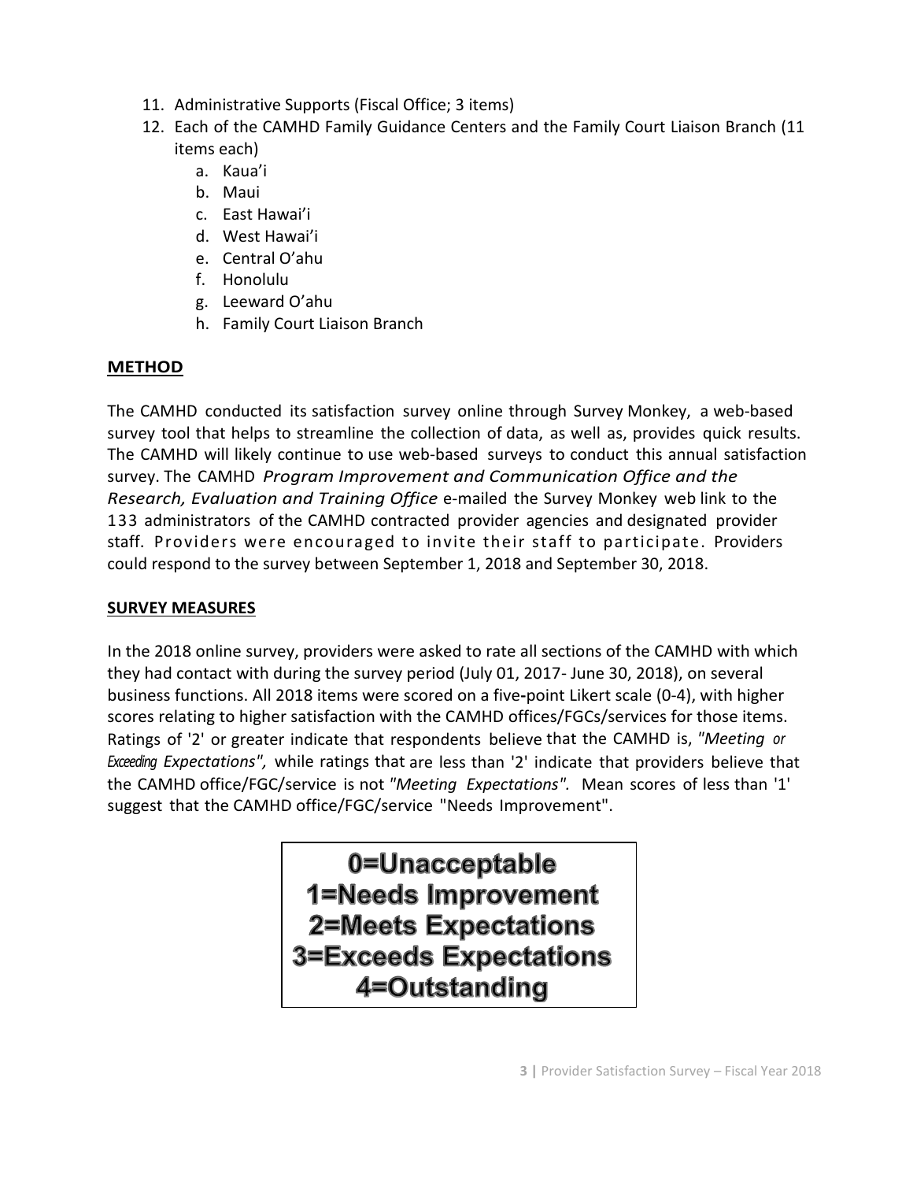11. Administrative Supports (Fiscal Office; 3 items)
12. Each of the CAMHD Family Guidance Centers and the Family Court Liaison Branch (11 items each)
    a. Kaua'i
    b. Maui
    c. East Hawai'i
    d. West Hawai'i
    e. Central O'ahu
    f. Honolulu
    g. Leeward O'ahu
    h. Family Court Liaison Branch

## METHOD

The CAMHD conducted its satisfaction survey online through Survey Monkey, a web-based survey tool that helps to streamline the collection of data, as well as, provides quick results. The CAMHD will likely continue to use web-based surveys to conduct this annual satisfaction survey. The CAMHD *Program Improvement and Communication Office and the Research, Evaluation and Training Office* e-mailed the Survey Monkey web link to the 133 administrators of the CAMHD contracted provider agencies and designated provider staff. Providers were encouraged to invite their staff to participate. Providers could respond to the survey between September 1, 2018 and September 30, 2018.

## SURVEY MEASURES

In the 2018 online survey, providers were asked to rate all sections of the CAMHD with which they had contact with during the survey period (July 01, 2017- June 30, 2018), on several business functions. All 2018 items were scored on a five-point Likert scale (0-4), with higher scores relating to higher satisfaction with the CAMHD offices/FGCs/services for those items. Ratings of '2' or greater indicate that respondents believe that the CAMHD is, *"Meeting or Exceeding Expectations",* while ratings that are less than '2' indicate that providers believe that the CAMHD office/FGC/service is not *"Meeting Expectations".* Mean scores of less than '1' suggest that the CAMHD office/FGC/service "Needs Improvement".

**0=Unacceptable**
**1=Needs Improvement**
**2=Meets Expectations**
**3=Exceeds Expectations**
**4=Outstanding**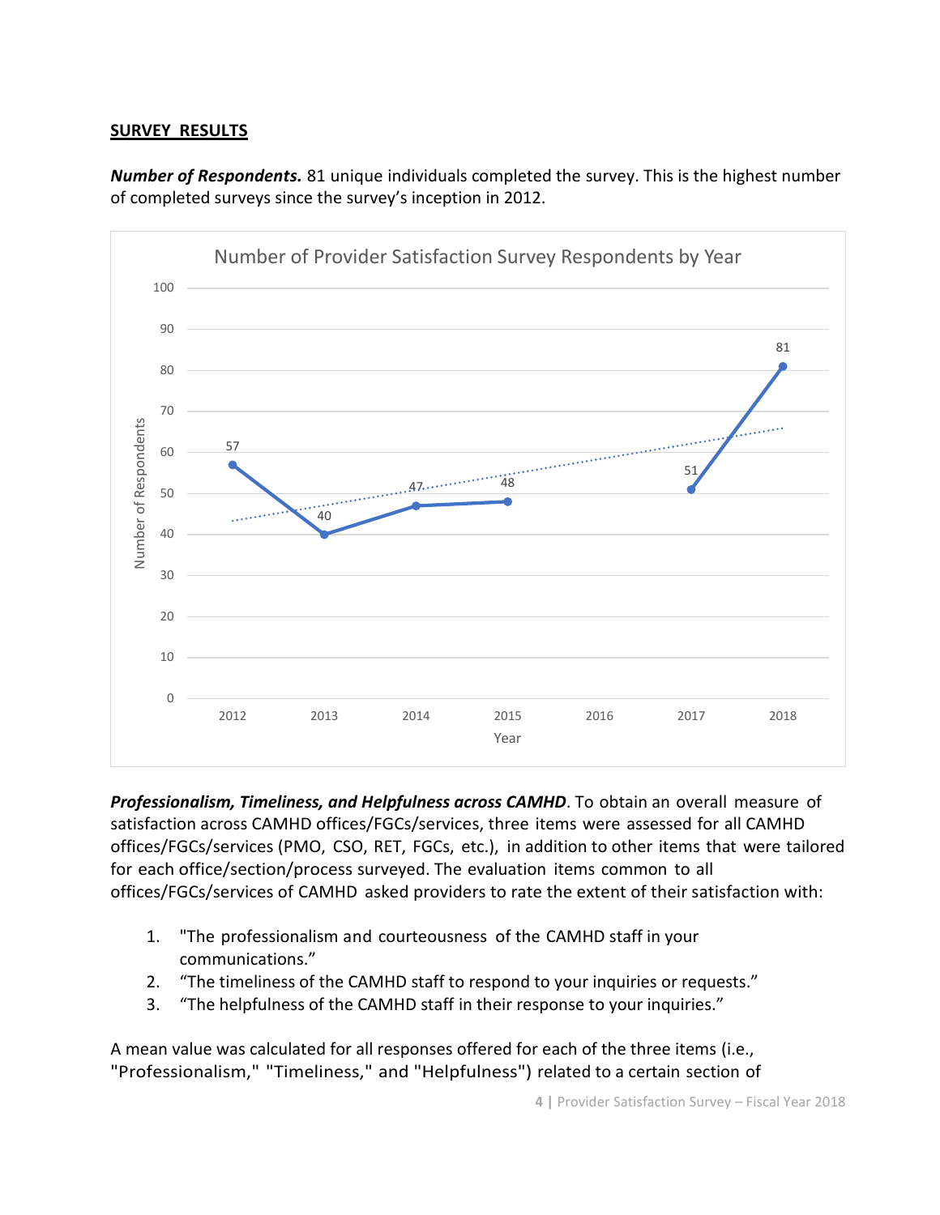## SURVEY RESULTS

***Number of Respondents.*** 81 unique individuals completed the survey. This is the highest number of completed surveys since the survey's inception in 2012.

***Professionalism, Timeliness, and Helpfulness across CAMHD***. To obtain an overall measure of satisfaction across CAMHD offices/FGCs/services, three items were assessed for all CAMHD offices/FGCs/services (PMO, CSO, RET, FGCs, etc.), in addition to other items that were tailored for each office/section/process surveyed. The evaluation items common to all offices/FGCs/services of CAMHD asked providers to rate the extent of their satisfaction with:

1. "The professionalism and courteousness of the CAMHD staff in your communications."
2. "The timeliness of the CAMHD staff to respond to your inquiries or requests."
3. "The helpfulness of the CAMHD staff in their response to your inquiries."

A mean value was calculated for all responses offered for each of the three items (i.e., "Professionalism," "Timeliness," and "Helpfulness") related to a certain section of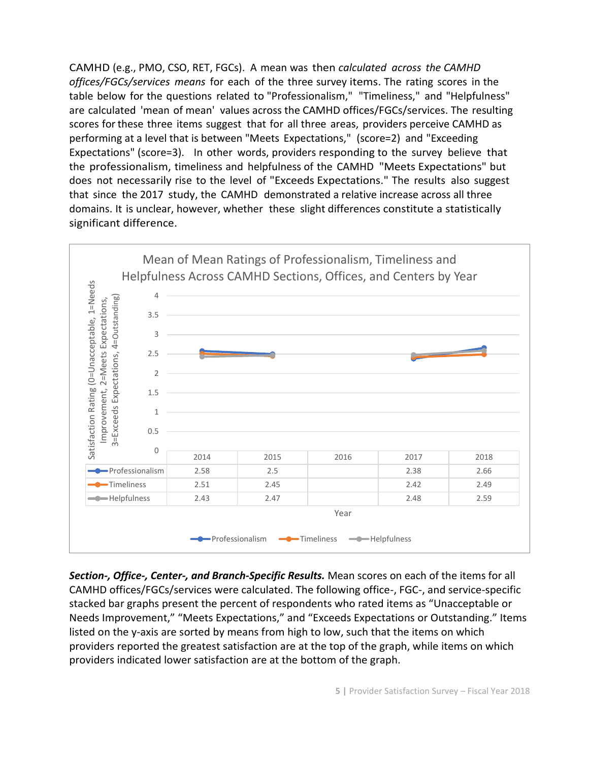CAMHD (e.g., PMO, CSO, RET, FGCs). A mean was then *calculated across the CAMHD offices/FGCs/services means* for each of the three survey items. The rating scores in the table below for the questions related to "Professionalism," "Timeliness," and "Helpfulness" are calculated 'mean of mean' values across the CAMHD offices/FGCs/services. The resulting scores for these three items suggest that for all three areas, providers perceive CAMHD as performing at a level that is between "Meets Expectations," (score=2) and "Exceeding Expectations" (score=3). In other words, providers responding to the survey believe that the professionalism, timeliness and helpfulness of the CAMHD "Meets Expectations" but does not necessarily rise to the level of "Exceeds Expectations." The results also suggest that since the 2017 study, the CAMHD demonstrated a relative increase across all three domains. It is unclear, however, whether these slight differences constitute a statistically significant difference.

**Mean of Mean Ratings of Professionalism, Timeliness and Helpfulness Across CAMHD Sections, Offices, and Centers by Year**

Satisfaction Rating (0=Unacceptable, 1=Needs Improvement, 2=Meets Expectations, 3=Exceeds Expectations, 4=Outstanding)

| | 2014 | 2015 | 2016 | 2017 | 2018 |
|---|---|---|---|---|---|
| Professionalism | 2.58 | 2.5 | | 2.38 | 2.66 |
| Timeliness | 2.51 | 2.45 | | 2.42 | 2.49 |
| Helpfulness | 2.43 | 2.47 | | 2.48 | 2.59 |

Year

***Section-, Office-, Center-, and Branch-Specific Results.*** Mean scores on each of the items for all CAMHD offices/FGCs/services were calculated. The following office-, FGC-, and service-specific stacked bar graphs present the percent of respondents who rated items as "Unacceptable or Needs Improvement," "Meets Expectations," and "Exceeds Expectations or Outstanding." Items listed on the y-axis are sorted by means from high to low, such that the items on which providers reported the greatest satisfaction are at the top of the graph, while items on which providers indicated lower satisfaction are at the bottom of the graph.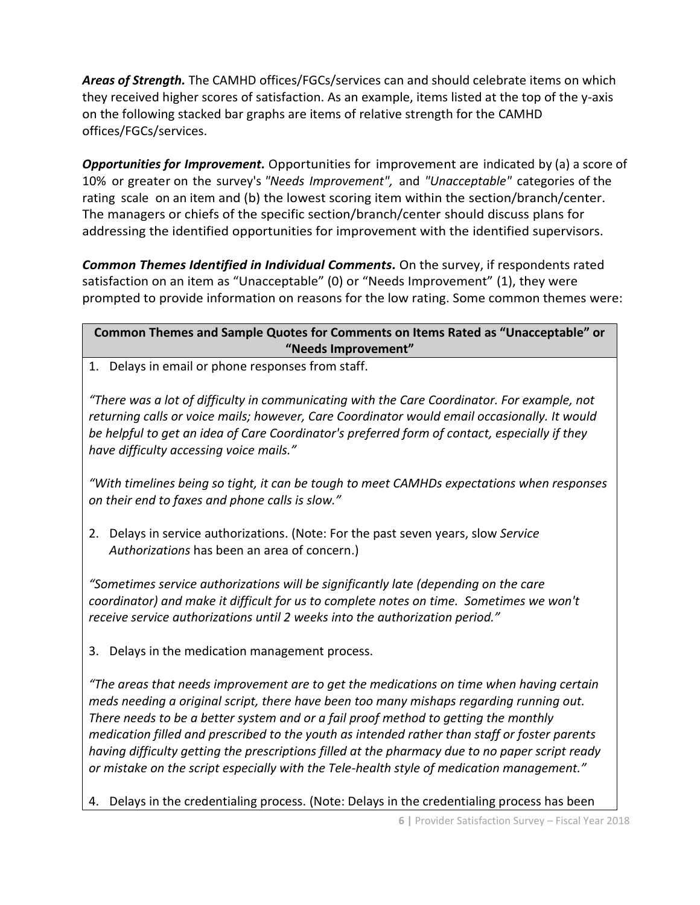***Areas of Strength.*** The CAMHD offices/FGCs/services can and should celebrate items on which they received higher scores of satisfaction. As an example, items listed at the top of the y-axis on the following stacked bar graphs are items of relative strength for the CAMHD offices/FGCs/services.

***Opportunities for Improvement.*** Opportunities for improvement are indicated by (a) a score of 10% or greater on the survey's *"Needs Improvement",* and *"Unacceptable"* categories of the rating scale on an item and (b) the lowest scoring item within the section/branch/center. The managers or chiefs of the specific section/branch/center should discuss plans for addressing the identified opportunities for improvement with the identified supervisors.

***Common Themes Identified in Individual Comments.*** On the survey, if respondents rated satisfaction on an item as "Unacceptable" (0) or "Needs Improvement" (1), they were prompted to provide information on reasons for the low rating. Some common themes were:

**Common Themes and Sample Quotes for Comments on Items Rated as "Unacceptable" or "Needs Improvement"**

1. Delays in email or phone responses from staff.

*"There was a lot of difficulty in communicating with the Care Coordinator. For example, not returning calls or voice mails; however, Care Coordinator would email occasionally. It would be helpful to get an idea of Care Coordinator's preferred form of contact, especially if they have difficulty accessing voice mails."*

*"With timelines being so tight, it can be tough to meet CAMHDs expectations when responses on their end to faxes and phone calls is slow."*

2. Delays in service authorizations. (Note: For the past seven years, slow *Service Authorizations* has been an area of concern.)

*"Sometimes service authorizations will be significantly late (depending on the care coordinator) and make it difficult for us to complete notes on time. Sometimes we won't receive service authorizations until 2 weeks into the authorization period."*

3. Delays in the medication management process.

*"The areas that needs improvement are to get the medications on time when having certain meds needing a original script, there have been too many mishaps regarding running out. There needs to be a better system and or a fail proof method to getting the monthly medication filled and prescribed to the youth as intended rather than staff or foster parents having difficulty getting the prescriptions filled at the pharmacy due to no paper script ready or mistake on the script especially with the Tele-health style of medication management."*

4. Delays in the credentialing process. (Note: Delays in the credentialing process has been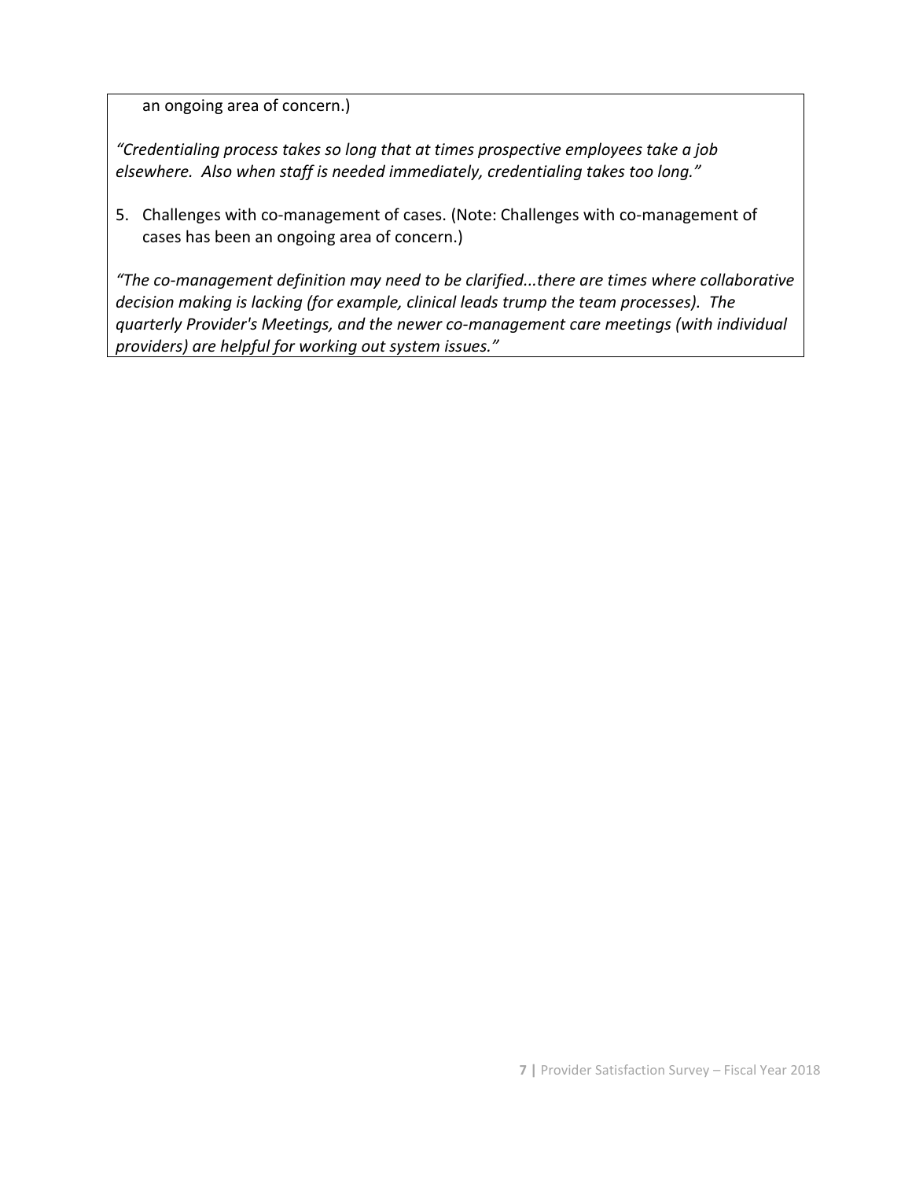an ongoing area of concern.)

*"Credentialing process takes so long that at times prospective employees take a job elsewhere. Also when staff is needed immediately, credentialing takes too long."*

5. Challenges with co-management of cases. (Note: Challenges with co-management of cases has been an ongoing area of concern.)

*"The co-management definition may need to be clarified...there are times where collaborative decision making is lacking (for example, clinical leads trump the team processes). The quarterly Provider's Meetings, and the newer co-management care meetings (with individual providers) are helpful for working out system issues."*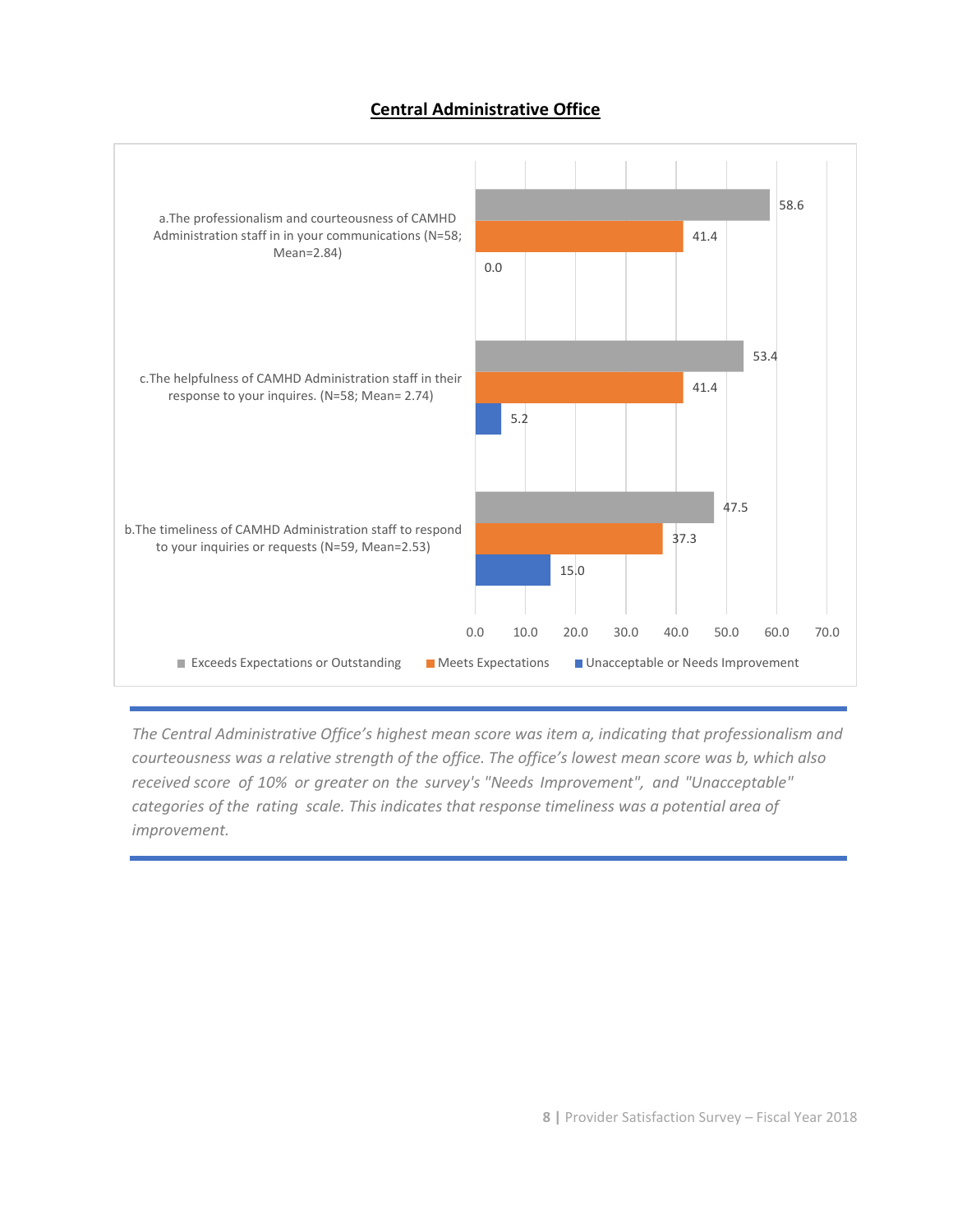## Central Administrative Office

| Item | Exceeds Expectations or Outstanding | Meets Expectations | Unacceptable or Needs Improvement |
|---|---|---|---|
| a.The professionalism and courteousness of CAMHD Administration staff in in your communications (N=58; Mean=2.84) | 58.6 | 41.4 | 0.0 |
| c.The helpfulness of CAMHD Administration staff in their response to your inquires. (N=58; Mean= 2.74) | 53.4 | 41.4 | 5.2 |
| b.The timeliness of CAMHD Administration staff to respond to your inquiries or requests (N=59, Mean=2.53) | 47.5 | 37.3 | 15.0 |

*The Central Administrative Office's highest mean score was item a, indicating that professionalism and courteousness was a relative strength of the office. The office's lowest mean score was b, which also received score of 10% or greater on the survey's "Needs Improvement", and "Unacceptable" categories of the rating scale. This indicates that response timeliness was a potential area of improvement.*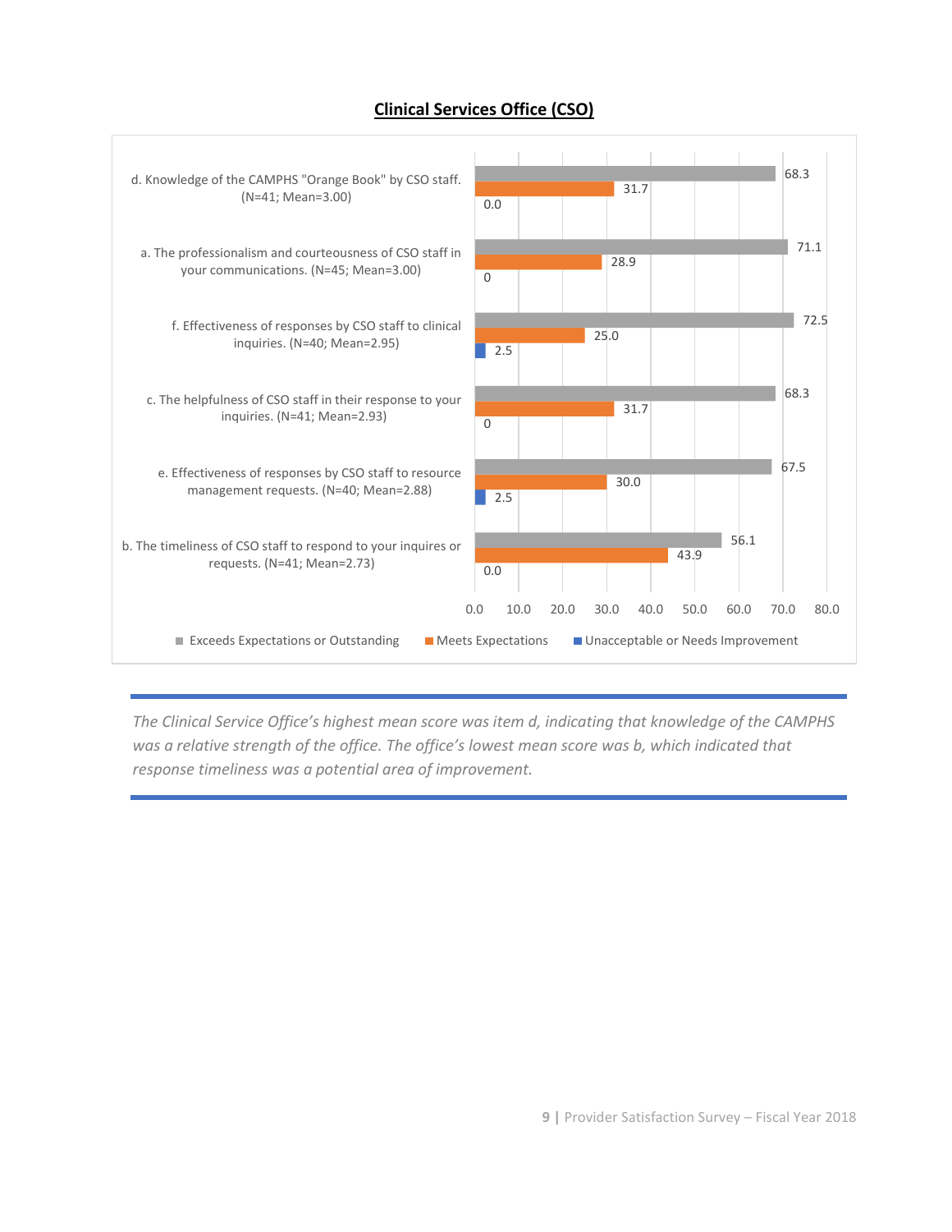## Clinical Services Office (CSO)

| Item | Exceeds Expectations or Outstanding | Meets Expectations | Unacceptable or Needs Improvement |
|---|---|---|---|
| d. Knowledge of the CAMPHS "Orange Book" by CSO staff. (N=41; Mean=3.00) | 68.3 | 31.7 | 0.0 |
| a. The professionalism and courteousness of CSO staff in your communications. (N=45; Mean=3.00) | 71.1 | 28.9 | 0 |
| f. Effectiveness of responses by CSO staff to clinical inquiries. (N=40; Mean=2.95) | 72.5 | 25.0 | 2.5 |
| c. The helpfulness of CSO staff in their response to your inquiries. (N=41; Mean=2.93) | 68.3 | 31.7 | 0 |
| e. Effectiveness of responses by CSO staff to resource management requests. (N=40; Mean=2.88) | 67.5 | 30.0 | 2.5 |
| b. The timeliness of CSO staff to respond to your inquires or requests. (N=41; Mean=2.73) | 56.1 | 43.9 | 0.0 |

*The Clinical Service Office's highest mean score was item d, indicating that knowledge of the CAMPHS was a relative strength of the office. The office's lowest mean score was b, which indicated that response timeliness was a potential area of improvement.*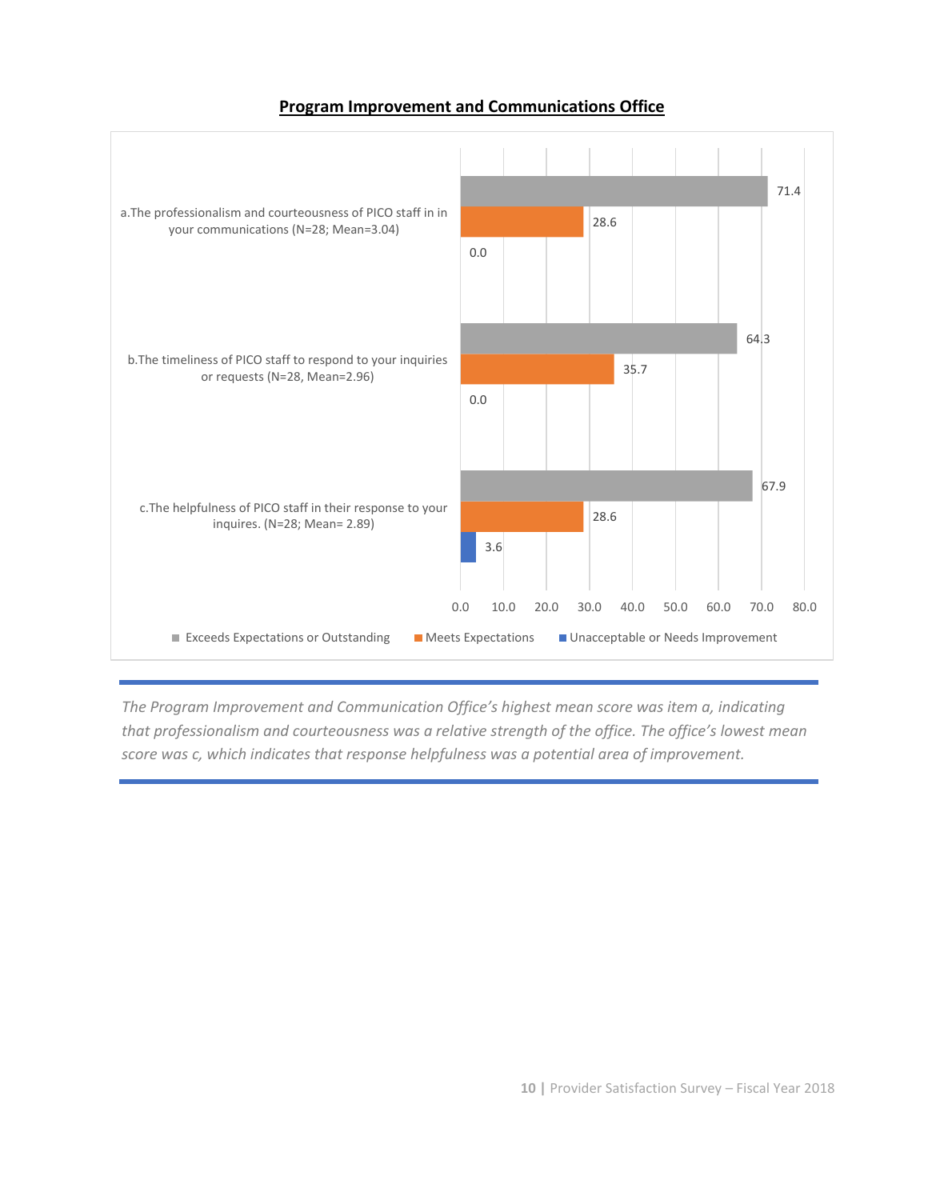**Program Improvement and Communications Office**

| Item | Exceeds Expectations or Outstanding | Meets Expectations | Unacceptable or Needs Improvement |
| --- | --- | --- | --- |
| a.The professionalism and courteousness of PICO staff in in your communications (N=28; Mean=3.04) | 71.4 | 28.6 | 0.0 |
| b.The timeliness of PICO staff to respond to your inquiries or requests (N=28, Mean=2.96) | 64.3 | 35.7 | 0.0 |
| c.The helpfulness of PICO staff in their response to your inquires. (N=28; Mean= 2.89) | 67.9 | 28.6 | 3.6 |

*The Program Improvement and Communication Office's highest mean score was item a, indicating that professionalism and courteousness was a relative strength of the office. The office's lowest mean score was c, which indicates that response helpfulness was a potential area of improvement.*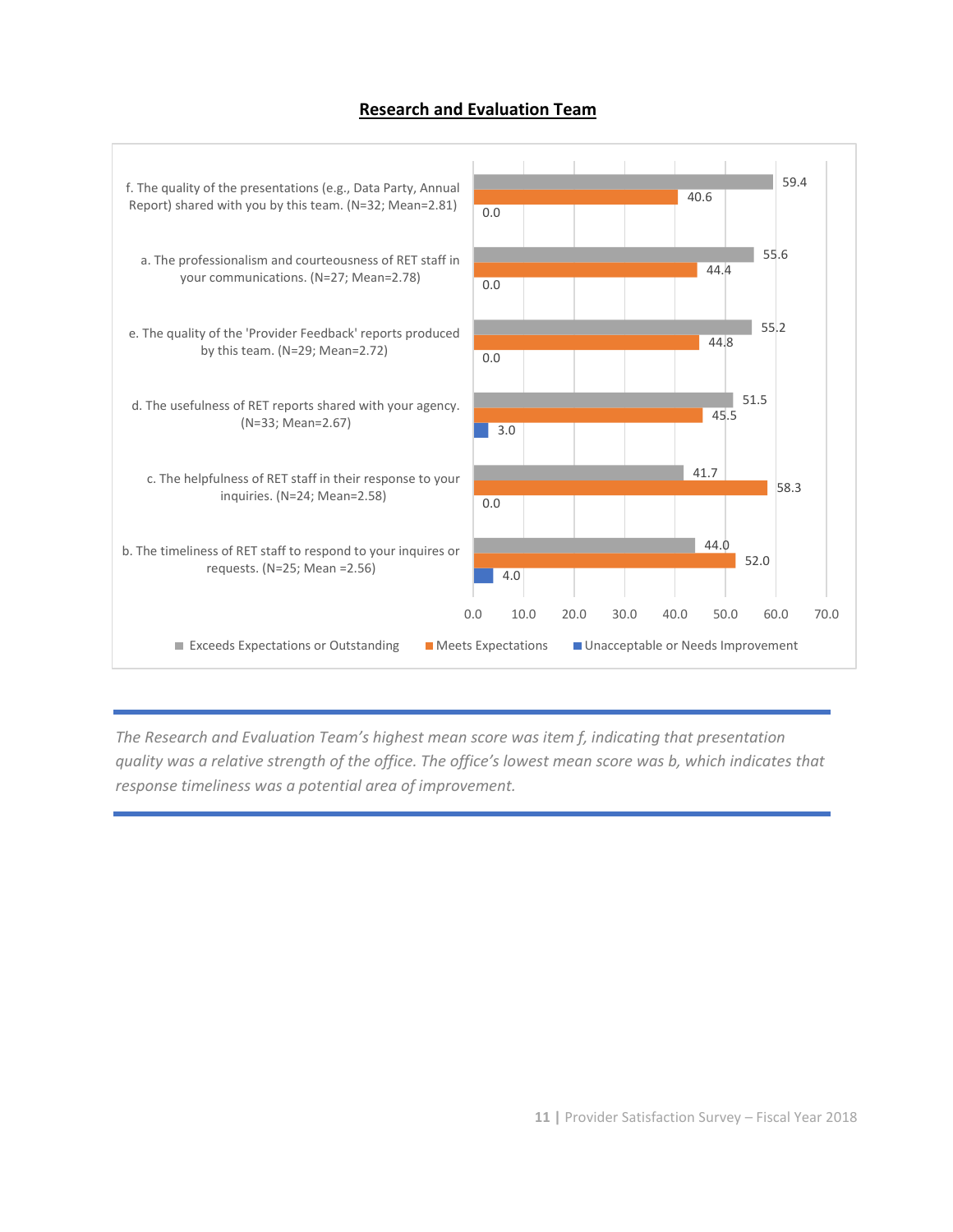## Research and Evaluation Team

| Item | Exceeds Expectations or Outstanding | Meets Expectations | Unacceptable or Needs Improvement |
|---|---|---|---|
| f. The quality of the presentations (e.g., Data Party, Annual Report) shared with you by this team. (N=32; Mean=2.81) | 59.4 | 40.6 | 0.0 |
| a. The professionalism and courteousness of RET staff in your communications. (N=27; Mean=2.78) | 55.6 | 44.4 | 0.0 |
| e. The quality of the 'Provider Feedback' reports produced by this team. (N=29; Mean=2.72) | 55.2 | 44.8 | 0.0 |
| d. The usefulness of RET reports shared with your agency. (N=33; Mean=2.67) | 51.5 | 45.5 | 3.0 |
| c. The helpfulness of RET staff in their response to your inquiries. (N=24; Mean=2.58) | 41.7 | 58.3 | 0.0 |
| b. The timeliness of RET staff to respond to your inquires or requests. (N=25; Mean =2.56) | 44.0 | 52.0 | 4.0 |

*The Research and Evaluation Team's highest mean score was item f, indicating that presentation quality was a relative strength of the office. The office's lowest mean score was b, which indicates that response timeliness was a potential area of improvement.*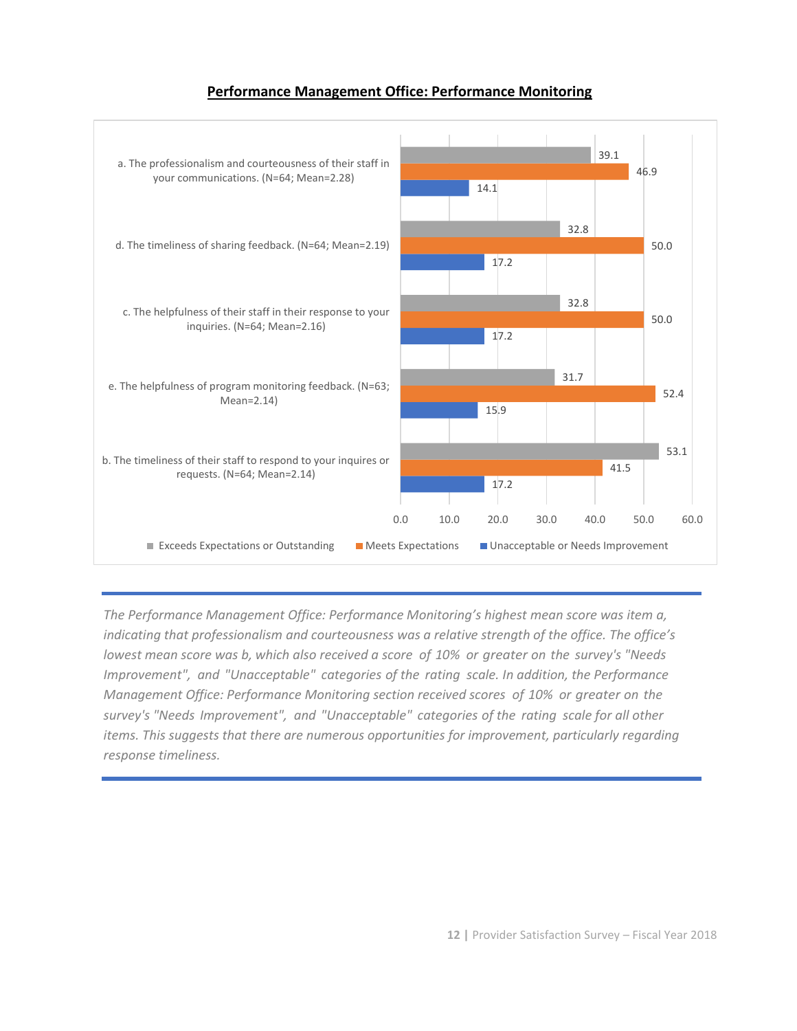**Performance Management Office: Performance Monitoring**

| Item | Exceeds Expectations or Outstanding | Meets Expectations | Unacceptable or Needs Improvement |
|---|---|---|---|
| a. The professionalism and courteousness of their staff in your communications. (N=64; Mean=2.28) | 39.1 | 46.9 | 14.1 |
| d. The timeliness of sharing feedback. (N=64; Mean=2.19) | 32.8 | 50.0 | 17.2 |
| c. The helpfulness of their staff in their response to your inquiries. (N=64; Mean=2.16) | 32.8 | 50.0 | 17.2 |
| e. The helpfulness of program monitoring feedback. (N=63; Mean=2.14) | 31.7 | 52.4 | 15.9 |
| b. The timeliness of their staff to respond to your inquires or requests. (N=64; Mean=2.14) | 53.1 | 41.5 | 17.2 |

*The Performance Management Office: Performance Monitoring's highest mean score was item a, indicating that professionalism and courteousness was a relative strength of the office. The office's lowest mean score was b, which also received a score of 10% or greater on the survey's "Needs Improvement", and "Unacceptable" categories of the rating scale. In addition, the Performance Management Office: Performance Monitoring section received scores of 10% or greater on the survey's "Needs Improvement", and "Unacceptable" categories of the rating scale for all other items. This suggests that there are numerous opportunities for improvement, particularly regarding response timeliness.*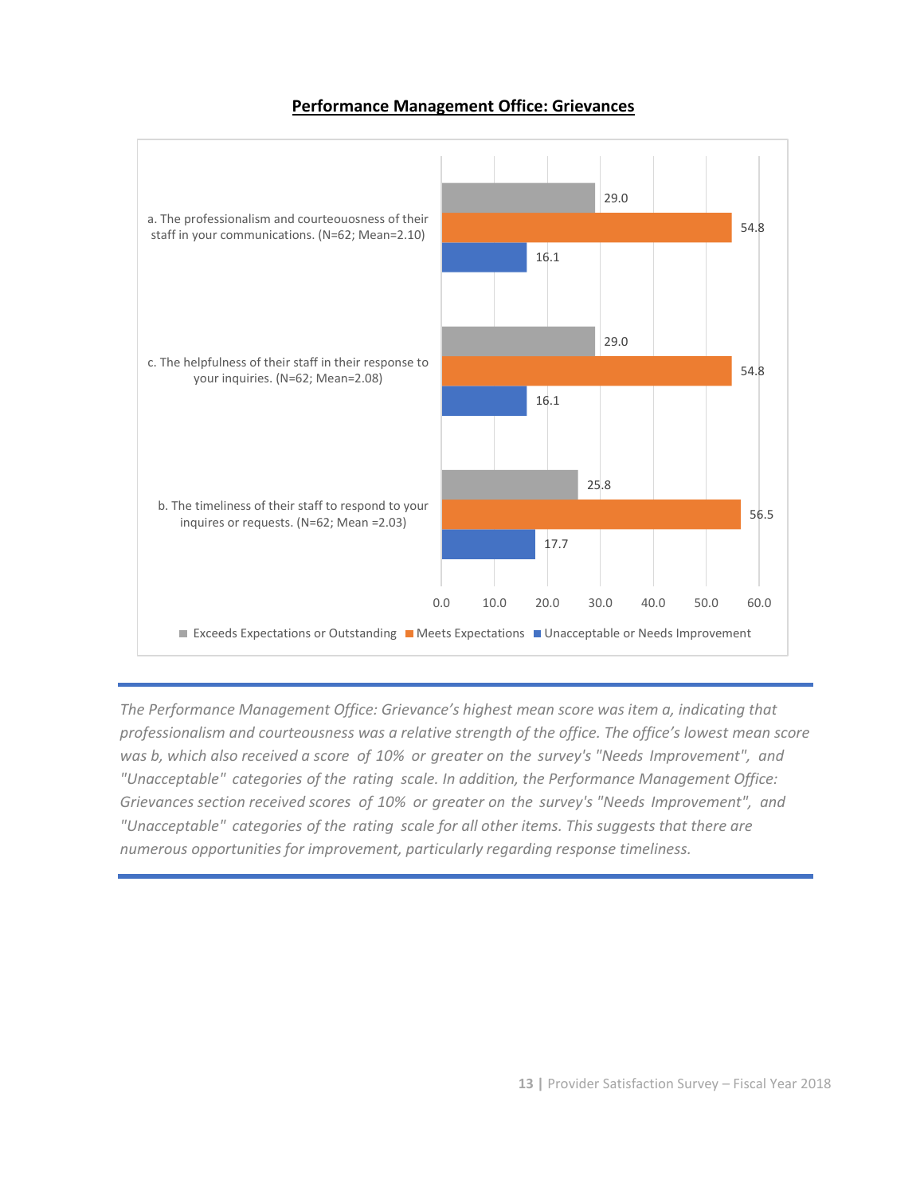## Performance Management Office: Grievances

| Item | Exceeds Expectations or Outstanding | Meets Expectations | Unacceptable or Needs Improvement |
|---|---|---|---|
| a. The professionalism and courteouosness of their staff in your communications. (N=62; Mean=2.10) | 29.0 | 54.8 | 16.1 |
| c. The helpfulness of their staff in their response to your inquiries. (N=62; Mean=2.08) | 29.0 | 54.8 | 16.1 |
| b. The timeliness of their staff to respond to your inquires or requests. (N=62; Mean =2.03) | 25.8 | 56.5 | 17.7 |

*The Performance Management Office: Grievance's highest mean score was item a, indicating that professionalism and courteousness was a relative strength of the office. The office's lowest mean score was b, which also received a score of 10% or greater on the survey's "Needs Improvement", and "Unacceptable" categories of the rating scale. In addition, the Performance Management Office: Grievances section received scores of 10% or greater on the survey's "Needs Improvement", and "Unacceptable" categories of the rating scale for all other items. This suggests that there are numerous opportunities for improvement, particularly regarding response timeliness.*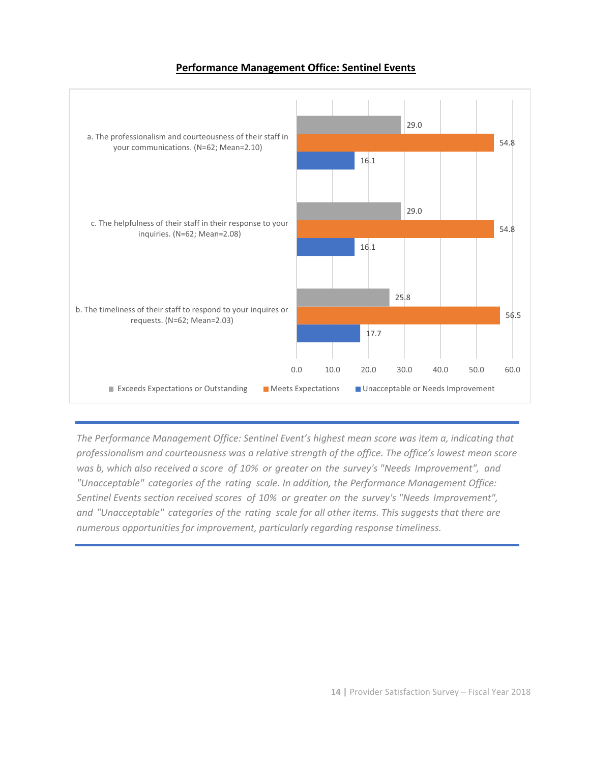**Performance Management Office: Sentinel Events**

| Item | Exceeds Expectations or Outstanding | Meets Expectations | Unacceptable or Needs Improvement |
|---|---|---|---|
| a. The professionalism and courteousness of their staff in your communications. (N=62; Mean=2.10) | 29.0 | 54.8 | 16.1 |
| c. The helpfulness of their staff in their response to your inquiries. (N=62; Mean=2.08) | 29.0 | 54.8 | 16.1 |
| b. The timeliness of their staff to respond to your inquires or requests. (N=62; Mean=2.03) | 25.8 | 56.5 | 17.7 |

*The Performance Management Office: Sentinel Event's highest mean score was item a, indicating that professionalism and courteousness was a relative strength of the office. The office's lowest mean score was b, which also received a score of 10% or greater on the survey's "Needs Improvement", and "Unacceptable" categories of the rating scale. In addition, the Performance Management Office: Sentinel Events section received scores of 10% or greater on the survey's "Needs Improvement", and "Unacceptable" categories of the rating scale for all other items. This suggests that there are numerous opportunities for improvement, particularly regarding response timeliness.*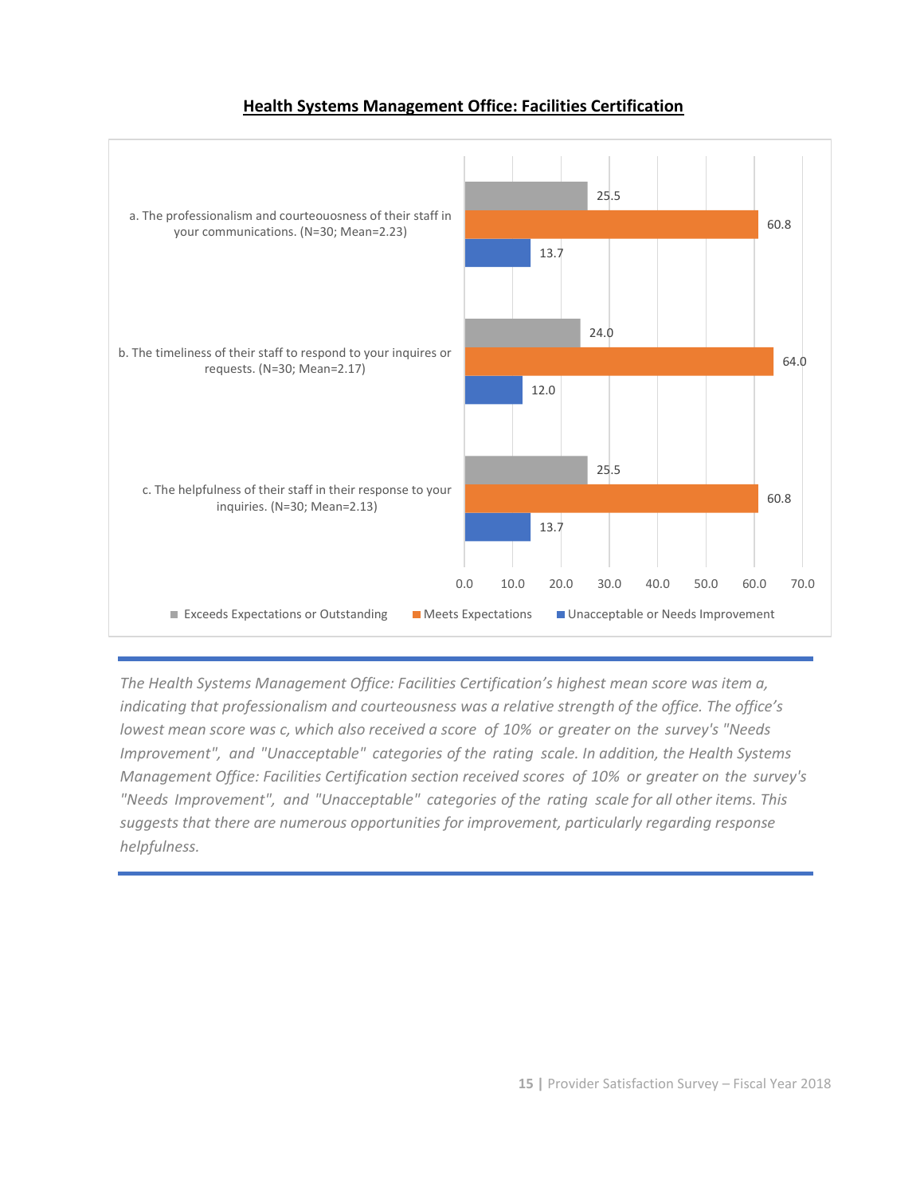## Health Systems Management Office: Facilities Certification

| Item | Exceeds Expectations or Outstanding | Meets Expectations | Unacceptable or Needs Improvement |
|---|---|---|---|
| a. The professionalism and courteouosness of their staff in your communications. (N=30; Mean=2.23) | 25.5 | 60.8 | 13.7 |
| b. The timeliness of their staff to respond to your inquires or requests. (N=30; Mean=2.17) | 24.0 | 64.0 | 12.0 |
| c. The helpfulness of their staff in their response to your inquiries. (N=30; Mean=2.13) | 25.5 | 60.8 | 13.7 |

*The Health Systems Management Office: Facilities Certification's highest mean score was item a, indicating that professionalism and courteousness was a relative strength of the office. The office's lowest mean score was c, which also received a score of 10% or greater on the survey's "Needs Improvement", and "Unacceptable" categories of the rating scale. In addition, the Health Systems Management Office: Facilities Certification section received scores of 10% or greater on the survey's "Needs Improvement", and "Unacceptable" categories of the rating scale for all other items. This suggests that there are numerous opportunities for improvement, particularly regarding response helpfulness.*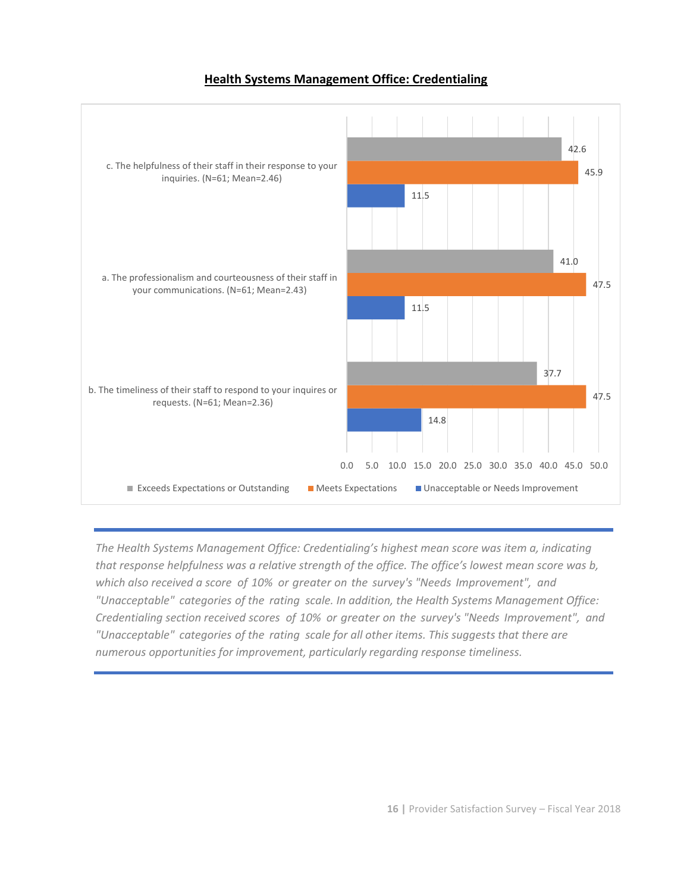## Health Systems Management Office: Credentialing

| Item | Exceeds Expectations or Outstanding | Meets Expectations | Unacceptable or Needs Improvement |
|---|---|---|---|
| c. The helpfulness of their staff in their response to your inquiries. (N=61; Mean=2.46) | 42.6 | 45.9 | 11.5 |
| a. The professionalism and courteousness of their staff in your communications. (N=61; Mean=2.43) | 41.0 | 47.5 | 11.5 |
| b. The timeliness of their staff to respond to your inquires or requests. (N=61; Mean=2.36) | 37.7 | 47.5 | 14.8 |

*The Health Systems Management Office: Credentialing's highest mean score was item a, indicating that response helpfulness was a relative strength of the office. The office's lowest mean score was b, which also received a score of 10% or greater on the survey's "Needs Improvement", and "Unacceptable" categories of the rating scale. In addition, the Health Systems Management Office: Credentialing section received scores of 10% or greater on the survey's "Needs Improvement", and "Unacceptable" categories of the rating scale for all other items. This suggests that there are numerous opportunities for improvement, particularly regarding response timeliness.*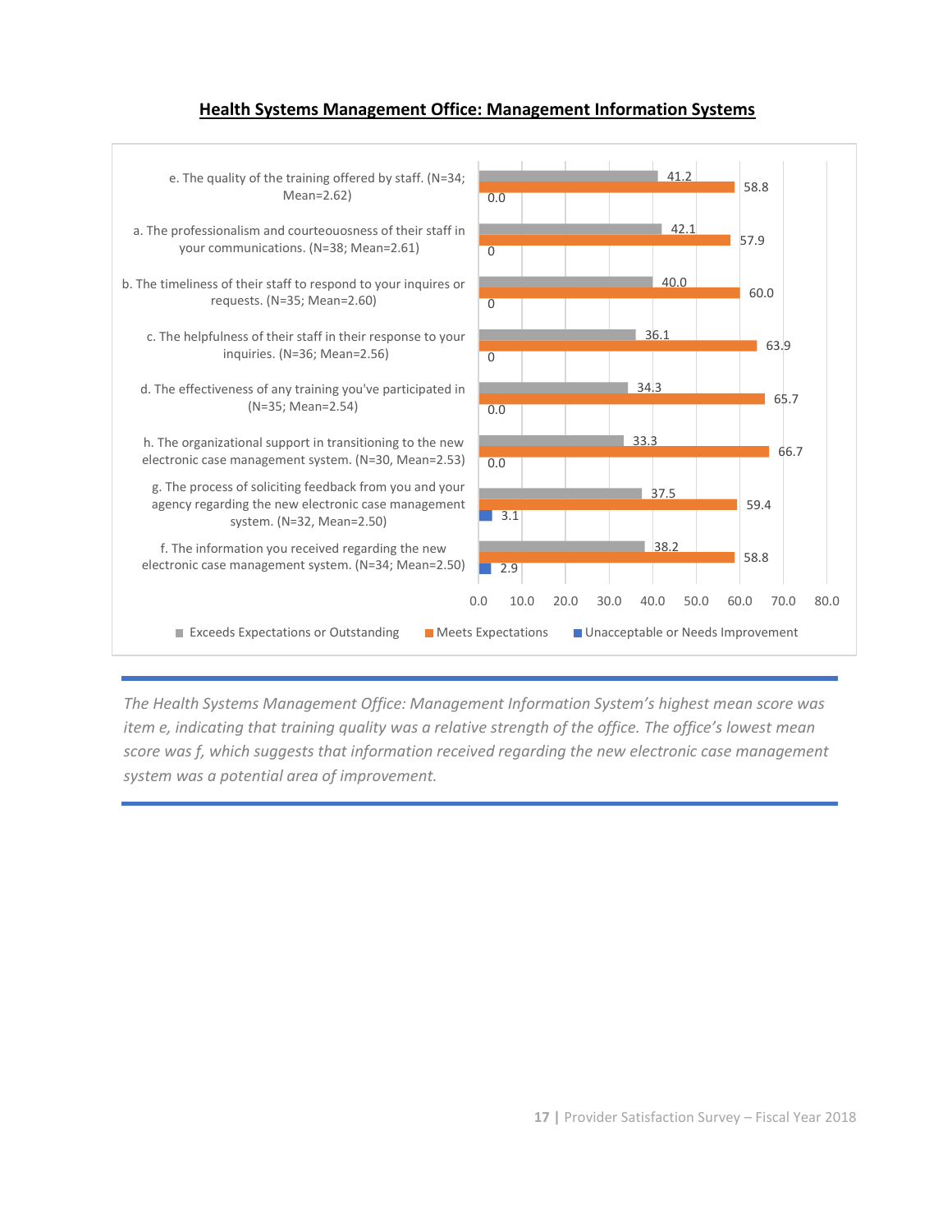## Health Systems Management Office: Management Information Systems

| Item | Exceeds Expectations or Outstanding | Meets Expectations | Unacceptable or Needs Improvement |
|---|---|---|---|
| e. The quality of the training offered by staff. (N=34; Mean=2.62) | 41.2 | 58.8 | 0.0 |
| a. The professionalism and courteouosness of their staff in your communications. (N=38; Mean=2.61) | 42.1 | 57.9 | 0 |
| b. The timeliness of their staff to respond to your inquires or requests. (N=35; Mean=2.60) | 40.0 | 60.0 | 0 |
| c. The helpfulness of their staff in their response to your inquiries. (N=36; Mean=2.56) | 36.1 | 63.9 | 0 |
| d. The effectiveness of any training you've participated in (N=35; Mean=2.54) | 34.3 | 65.7 | 0.0 |
| h. The organizational support in transitioning to the new electronic case management system. (N=30, Mean=2.53) | 33.3 | 66.7 | 0.0 |
| g. The process of soliciting feedback from you and your agency regarding the new electronic case management system. (N=32, Mean=2.50) | 37.5 | 59.4 | 3.1 |
| f. The information you received regarding the new electronic case management system. (N=34; Mean=2.50) | 38.2 | 58.8 | 2.9 |

*The Health Systems Management Office: Management Information System's highest mean score was item e, indicating that training quality was a relative strength of the office. The office's lowest mean score was f, which suggests that information received regarding the new electronic case management system was a potential area of improvement.*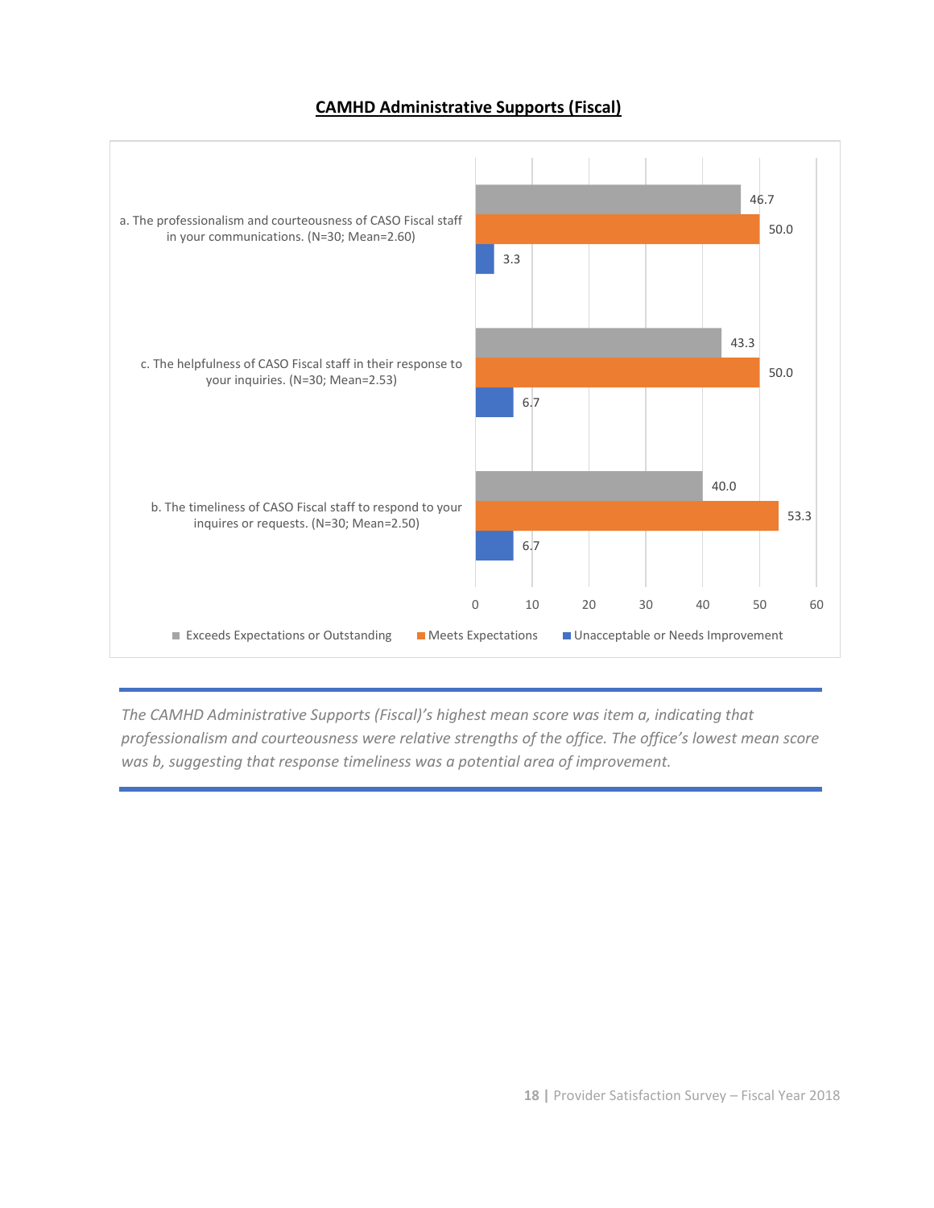## CAMHD Administrative Supports (Fiscal)

| Item | Exceeds Expectations or Outstanding | Meets Expectations | Unacceptable or Needs Improvement |
|---|---|---|---|
| a. The professionalism and courteousness of CASO Fiscal staff in your communications. (N=30; Mean=2.60) | 46.7 | 50.0 | 3.3 |
| c. The helpfulness of CASO Fiscal staff in their response to your inquiries. (N=30; Mean=2.53) | 43.3 | 50.0 | 6.7 |
| b. The timeliness of CASO Fiscal staff to respond to your inquires or requests. (N=30; Mean=2.50) | 40.0 | 53.3 | 6.7 |

*The CAMHD Administrative Supports (Fiscal)'s highest mean score was item a, indicating that professionalism and courteousness were relative strengths of the office. The office's lowest mean score was b, suggesting that response timeliness was a potential area of improvement.*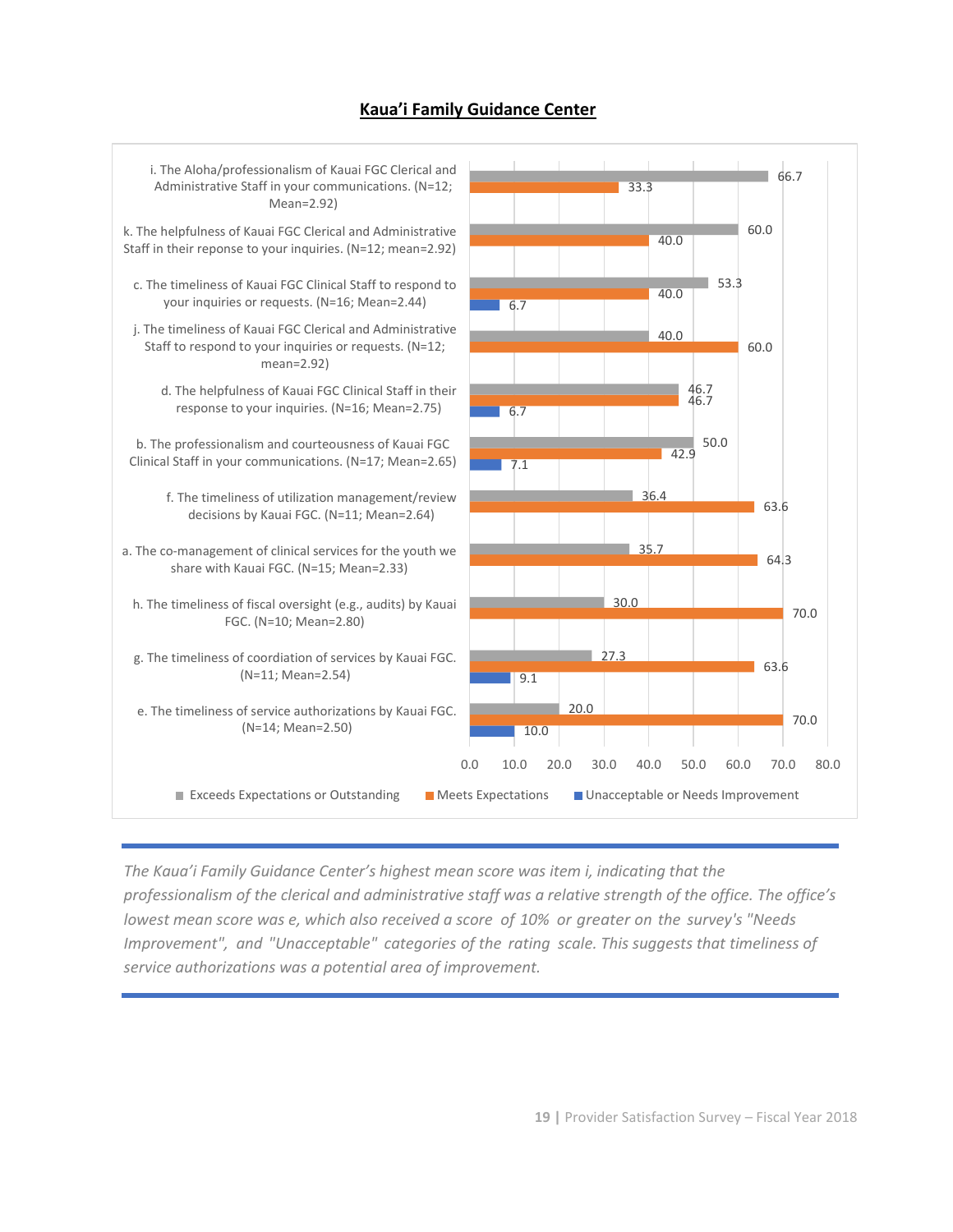## Kaua'i Family Guidance Center

| Item | Exceeds Expectations or Outstanding | Meets Expectations | Unacceptable or Needs Improvement |
|---|---|---|---|
| i. The Aloha/professionalism of Kauai FGC Clerical and Administrative Staff in your communications. (N=12; Mean=2.92) | 66.7 | 33.3 | |
| k. The helpfulness of Kauai FGC Clerical and Administrative Staff in their reponse to your inquiries. (N=12; mean=2.92) | 60.0 | 40.0 | |
| c. The timeliness of Kauai FGC Clinical Staff to respond to your inquiries or requests. (N=16; Mean=2.44) | 53.3 | 40.0 | 6.7 |
| j. The timeliness of Kauai FGC Clerical and Administrative Staff to respond to your inquiries or requests. (N=12; mean=2.92) | 40.0 | 60.0 | |
| d. The helpfulness of Kauai FGC Clinical Staff in their response to your inquiries. (N=16; Mean=2.75) | 46.7 | 46.7 | 6.7 |
| b. The professionalism and courteousness of Kauai FGC Clinical Staff in your communications. (N=17; Mean=2.65) | 50.0 | 42.9 | 7.1 |
| f. The timeliness of utilization management/review decisions by Kauai FGC. (N=11; Mean=2.64) | 36.4 | 63.6 | |
| a. The co-management of clinical services for the youth we share with Kauai FGC. (N=15; Mean=2.33) | 35.7 | 64.3 | |
| h. The timeliness of fiscal oversight (e.g., audits) by Kauai FGC. (N=10; Mean=2.80) | 30.0 | 70.0 | |
| g. The timeliness of coordiation of services by Kauai FGC. (N=11; Mean=2.54) | 27.3 | 63.6 | 9.1 |
| e. The timeliness of service authorizations by Kauai FGC. (N=14; Mean=2.50) | 20.0 | 70.0 | 10.0 |

*The Kaua'i Family Guidance Center's highest mean score was item i, indicating that the professionalism of the clerical and administrative staff was a relative strength of the office. The office's lowest mean score was e, which also received a score of 10% or greater on the survey's "Needs Improvement", and "Unacceptable" categories of the rating scale. This suggests that timeliness of service authorizations was a potential area of improvement.*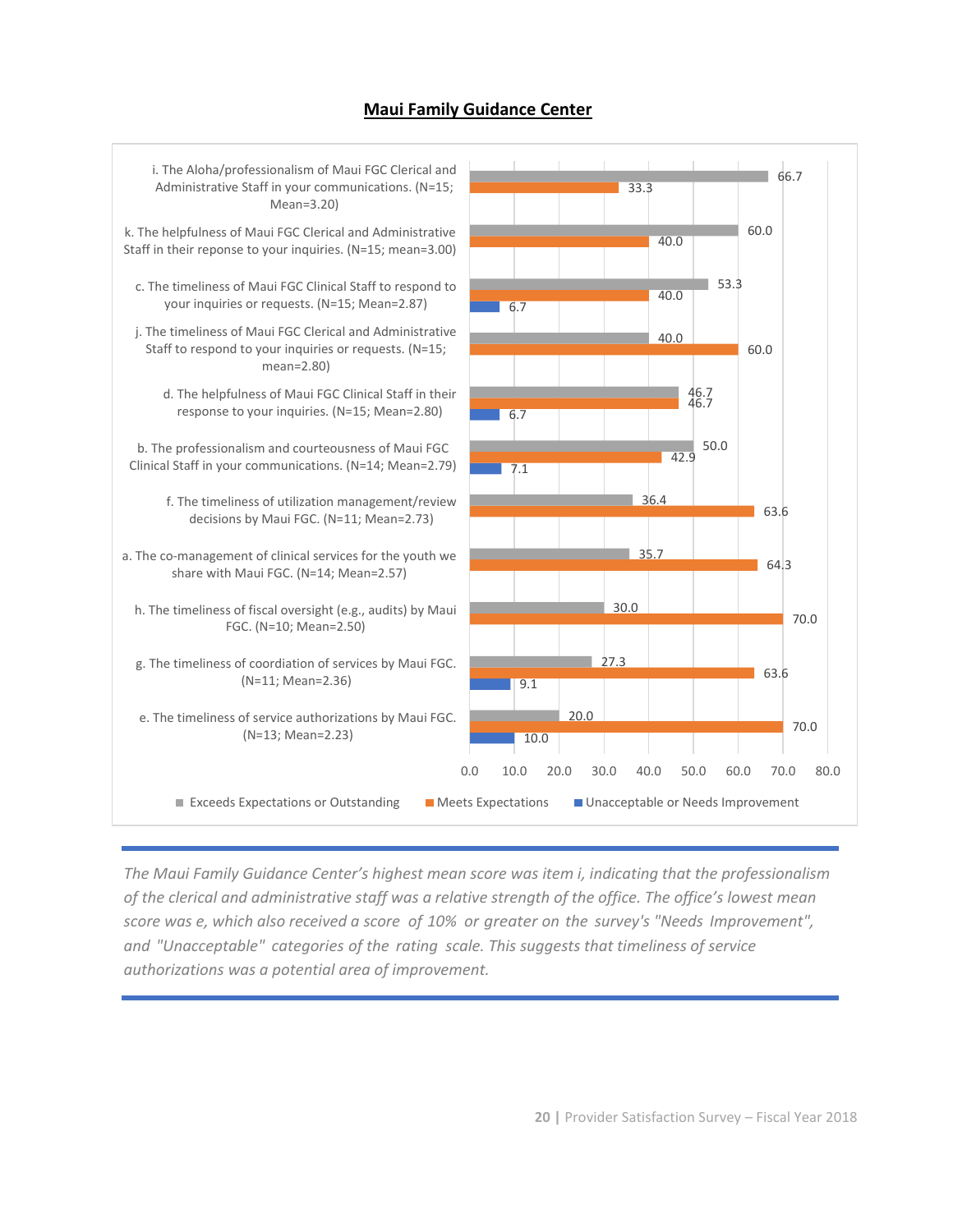## Maui Family Guidance Center

| Item | Exceeds Expectations or Outstanding | Meets Expectations | Unacceptable or Needs Improvement |
|---|---|---|---|
| i. The Aloha/professionalism of Maui FGC Clerical and Administrative Staff in your communications. (N=15; Mean=3.20) | 66.7 | 33.3 | |
| k. The helpfulness of Maui FGC Clerical and Administrative Staff in their reponse to your inquiries. (N=15; mean=3.00) | 60.0 | 40.0 | |
| c. The timeliness of Maui FGC Clinical Staff to respond to your inquiries or requests. (N=15; Mean=2.87) | 53.3 | 40.0 | 6.7 |
| j. The timeliness of Maui FGC Clerical and Administrative Staff to respond to your inquiries or requests. (N=15; mean=2.80) | 40.0 | 60.0 | |
| d. The helpfulness of Maui FGC Clinical Staff in their response to your inquiries. (N=15; Mean=2.80) | 46.7 | 46.7 | 6.7 |
| b. The professionalism and courteousness of Maui FGC Clinical Staff in your communications. (N=14; Mean=2.79) | 50.0 | 42.9 | 7.1 |
| f. The timeliness of utilization management/review decisions by Maui FGC. (N=11; Mean=2.73) | 36.4 | 63.6 | |
| a. The co-management of clinical services for the youth we share with Maui FGC. (N=14; Mean=2.57) | 35.7 | 64.3 | |
| h. The timeliness of fiscal oversight (e.g., audits) by Maui FGC. (N=10; Mean=2.50) | 30.0 | 70.0 | |
| g. The timeliness of coordiation of services by Maui FGC. (N=11; Mean=2.36) | 27.3 | 63.6 | 9.1 |
| e. The timeliness of service authorizations by Maui FGC. (N=13; Mean=2.23) | 20.0 | 70.0 | 10.0 |

*The Maui Family Guidance Center's highest mean score was item i, indicating that the professionalism of the clerical and administrative staff was a relative strength of the office. The office's lowest mean score was e, which also received a score of 10% or greater on the survey's "Needs Improvement", and "Unacceptable" categories of the rating scale. This suggests that timeliness of service authorizations was a potential area of improvement.*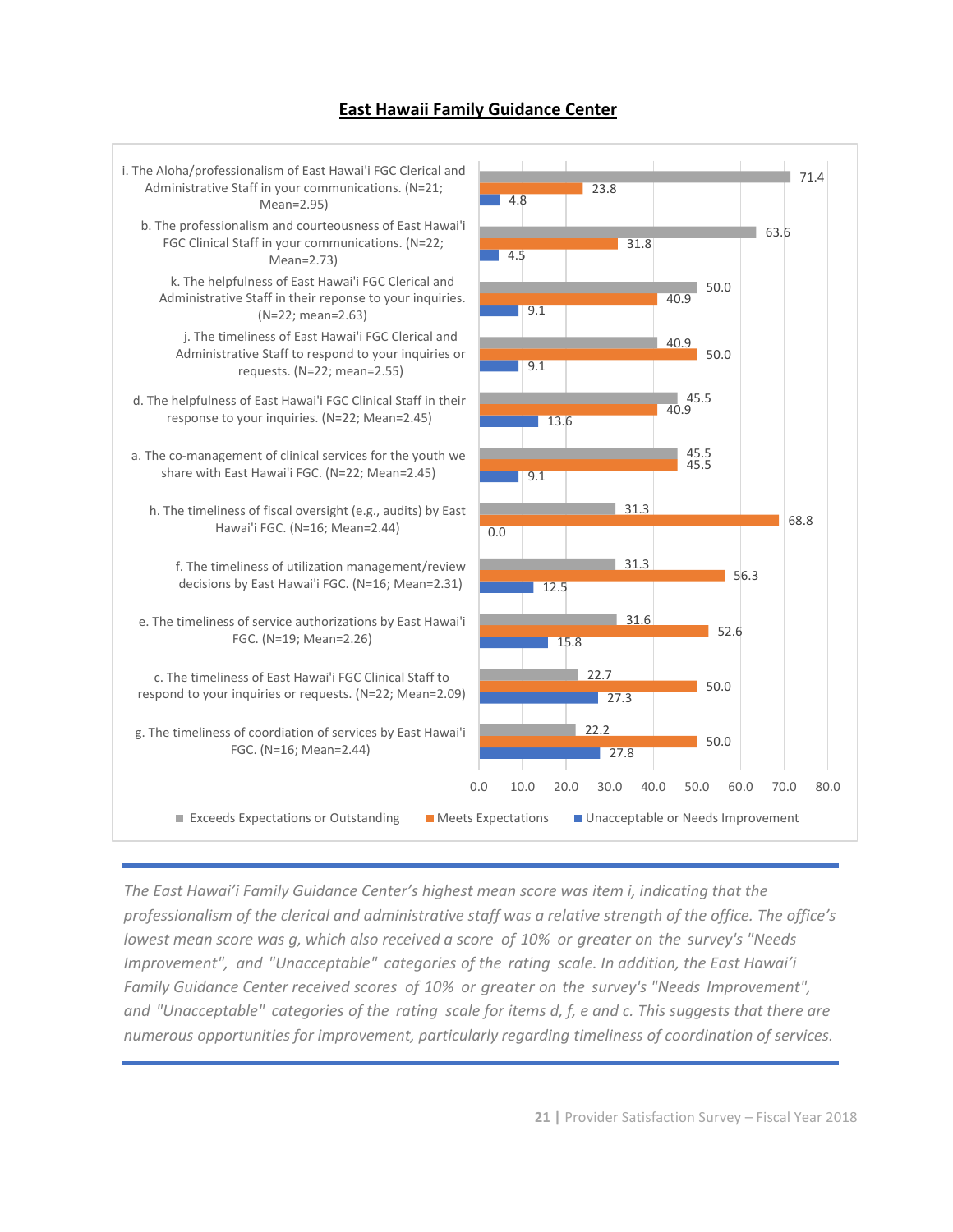## East Hawaii Family Guidance Center

| Item | Exceeds Expectations or Outstanding | Meets Expectations | Unacceptable or Needs Improvement |
|---|---|---|---|
| i. The Aloha/professionalism of East Hawai'i FGC Clerical and Administrative Staff in your communications. (N=21; Mean=2.95) | 71.4 | 23.8 | 4.8 |
| b. The professionalism and courteousness of East Hawai'i FGC Clinical Staff in your communications. (N=22; Mean=2.73) | 63.6 | 31.8 | 4.5 |
| k. The helpfulness of East Hawai'i FGC Clerical and Administrative Staff in their reponse to your inquiries. (N=22; mean=2.63) | 50.0 | 40.9 | 9.1 |
| j. The timeliness of East Hawai'i FGC Clerical and Administrative Staff to respond to your inquiries or requests. (N=22; mean=2.55) | 40.9 | 50.0 | 9.1 |
| d. The helpfulness of East Hawai'i FGC Clinical Staff in their response to your inquiries. (N=22; Mean=2.45) | 45.5 | 40.9 | 13.6 |
| a. The co-management of clinical services for the youth we share with East Hawai'i FGC. (N=22; Mean=2.45) | 45.5 | 45.5 | 9.1 |
| h. The timeliness of fiscal oversight (e.g., audits) by East Hawai'i FGC. (N=16; Mean=2.44) | 31.3 | 68.8 | 0.0 |
| f. The timeliness of utilization management/review decisions by East Hawai'i FGC. (N=16; Mean=2.31) | 31.3 | 56.3 | 12.5 |
| e. The timeliness of service authorizations by East Hawai'i FGC. (N=19; Mean=2.26) | 31.6 | 52.6 | 15.8 |
| c. The timeliness of East Hawai'i FGC Clinical Staff to respond to your inquiries or requests. (N=22; Mean=2.09) | 22.7 | 50.0 | 27.3 |
| g. The timeliness of coordiation of services by East Hawai'i FGC. (N=16; Mean=2.44) | 22.2 | 50.0 | 27.8 |

*The East Hawai'i Family Guidance Center's highest mean score was item i, indicating that the professionalism of the clerical and administrative staff was a relative strength of the office. The office's lowest mean score was g, which also received a score of 10% or greater on the survey's "Needs Improvement", and "Unacceptable" categories of the rating scale. In addition, the East Hawai'i Family Guidance Center received scores of 10% or greater on the survey's "Needs Improvement", and "Unacceptable" categories of the rating scale for items d, f, e and c. This suggests that there are numerous opportunities for improvement, particularly regarding timeliness of coordination of services.*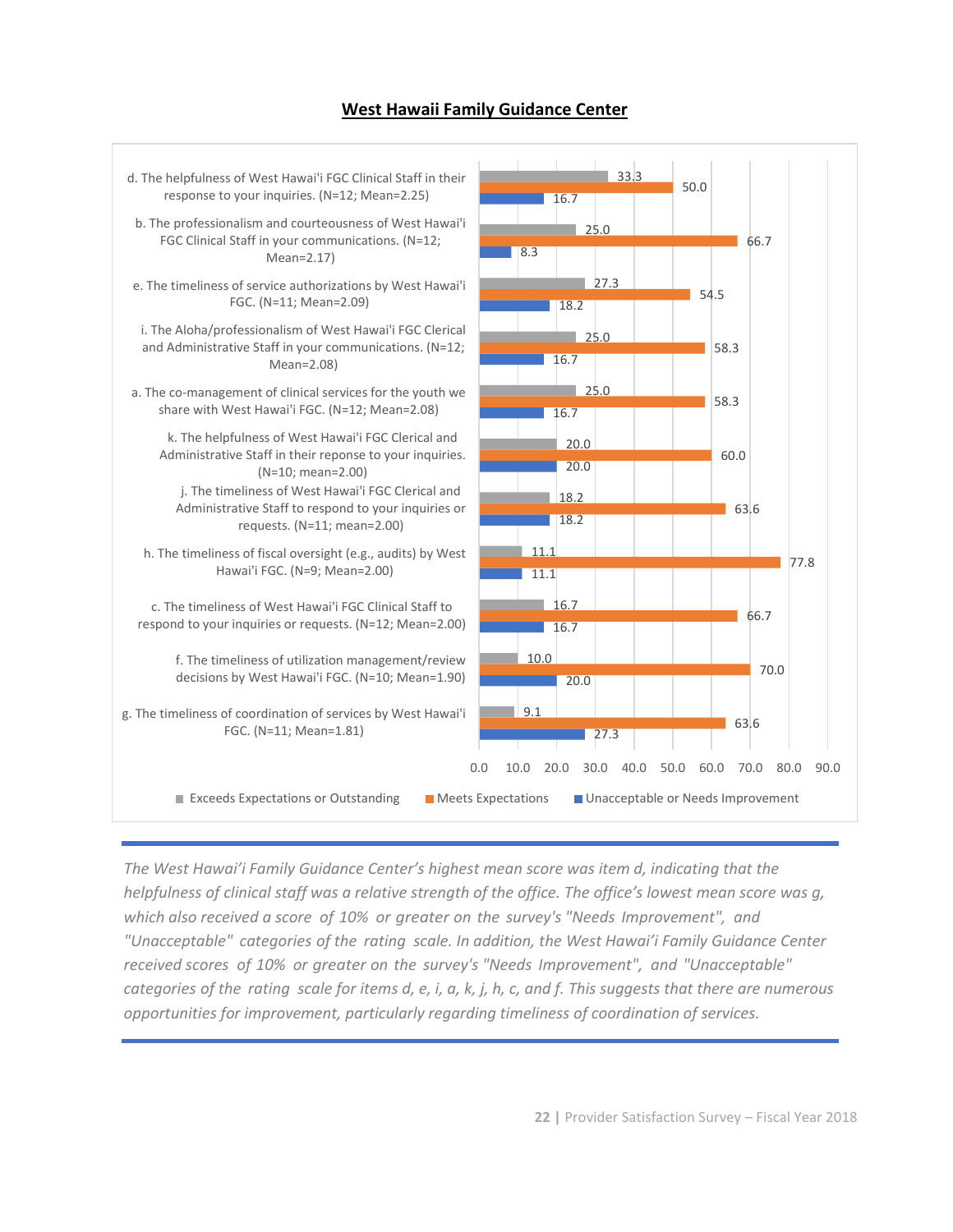## West Hawaii Family Guidance Center

| Item | Exceeds Expectations or Outstanding | Meets Expectations | Unacceptable or Needs Improvement |
|---|---|---|---|
| d. The helpfulness of West Hawai'i FGC Clinical Staff in their response to your inquiries. (N=12; Mean=2.25) | 33.3 | 50.0 | 16.7 |
| b. The professionalism and courteousness of West Hawai'i FGC Clinical Staff in your communications. (N=12; Mean=2.17) | 25.0 | 66.7 | 8.3 |
| e. The timeliness of service authorizations by West Hawai'i FGC. (N=11; Mean=2.09) | 27.3 | 54.5 | 18.2 |
| i. The Aloha/professionalism of West Hawai'i FGC Clerical and Administrative Staff in your communications. (N=12; Mean=2.08) | 25.0 | 58.3 | 16.7 |
| a. The co-management of clinical services for the youth we share with West Hawai'i FGC. (N=12; Mean=2.08) | 25.0 | 58.3 | 16.7 |
| k. The helpfulness of West Hawai'i FGC Clerical and Administrative Staff in their reponse to your inquiries. (N=10; mean=2.00) | 20.0 | 60.0 | 20.0 |
| j. The timeliness of West Hawai'i FGC Clerical and Administrative Staff to respond to your inquiries or requests. (N=11; mean=2.00) | 18.2 | 63.6 | 18.2 |
| h. The timeliness of fiscal oversight (e.g., audits) by West Hawai'i FGC. (N=9; Mean=2.00) | 11.1 | 77.8 | 11.1 |
| c. The timeliness of West Hawai'i FGC Clinical Staff to respond to your inquiries or requests. (N=12; Mean=2.00) | 16.7 | 66.7 | 16.7 |
| f. The timeliness of utilization management/review decisions by West Hawai'i FGC. (N=10; Mean=1.90) | 10.0 | 70.0 | 20.0 |
| g. The timeliness of coordination of services by West Hawai'i FGC. (N=11; Mean=1.81) | 9.1 | 63.6 | 27.3 |

*The West Hawai'i Family Guidance Center's highest mean score was item d, indicating that the helpfulness of clinical staff was a relative strength of the office. The office's lowest mean score was g, which also received a score of 10% or greater on the survey's "Needs Improvement", and "Unacceptable" categories of the rating scale. In addition, the West Hawai'i Family Guidance Center received scores of 10% or greater on the survey's "Needs Improvement", and "Unacceptable" categories of the rating scale for items d, e, i, a, k, j, h, c, and f. This suggests that there are numerous opportunities for improvement, particularly regarding timeliness of coordination of services.*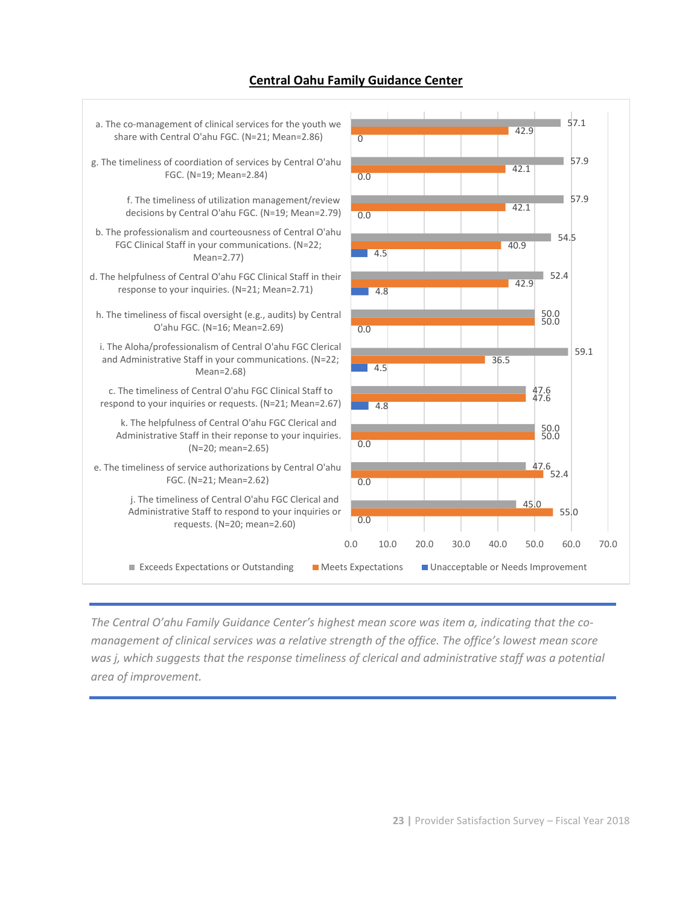## Central Oahu Family Guidance Center

| Item | Exceeds Expectations or Outstanding | Meets Expectations | Unacceptable or Needs Improvement |
|---|---|---|---|
| a. The co-management of clinical services for the youth we share with Central O'ahu FGC. (N=21; Mean=2.86) | 57.1 | 42.9 | 0 |
| g. The timeliness of coordiation of services by Central O'ahu FGC. (N=19; Mean=2.84) | 57.9 | 42.1 | 0.0 |
| f. The timeliness of utilization management/review decisions by Central O'ahu FGC. (N=19; Mean=2.79) | 57.9 | 42.1 | 0.0 |
| b. The professionalism and courteousness of Central O'ahu FGC Clinical Staff in your communications. (N=22; Mean=2.77) | 54.5 | 40.9 | 4.5 |
| d. The helpfulness of Central O'ahu FGC Clinical Staff in their response to your inquiries. (N=21; Mean=2.71) | 52.4 | 42.9 | 4.8 |
| h. The timeliness of fiscal oversight (e.g., audits) by Central O'ahu FGC. (N=16; Mean=2.69) | 50.0 | 50.0 | 0.0 |
| i. The Aloha/professionalism of Central O'ahu FGC Clerical and Administrative Staff in your communications. (N=22; Mean=2.68) | 59.1 | 36.5 | 4.5 |
| c. The timeliness of Central O'ahu FGC Clinical Staff to respond to your inquiries or requests. (N=21; Mean=2.67) | 47.6 | 47.6 | 4.8 |
| k. The helpfulness of Central O'ahu FGC Clerical and Administrative Staff in their reponse to your inquiries. (N=20; mean=2.65) | 50.0 | 50.0 | 0.0 |
| e. The timeliness of service authorizations by Central O'ahu FGC. (N=21; Mean=2.62) | 47.6 | 52.4 | 0.0 |
| j. The timeliness of Central O'ahu FGC Clerical and Administrative Staff to respond to your inquiries or requests. (N=20; mean=2.60) | 45.0 | 55.0 | 0.0 |

*The Central O'ahu Family Guidance Center's highest mean score was item a, indicating that the co-management of clinical services was a relative strength of the office. The office's lowest mean score was j, which suggests that the response timeliness of clerical and administrative staff was a potential area of improvement.*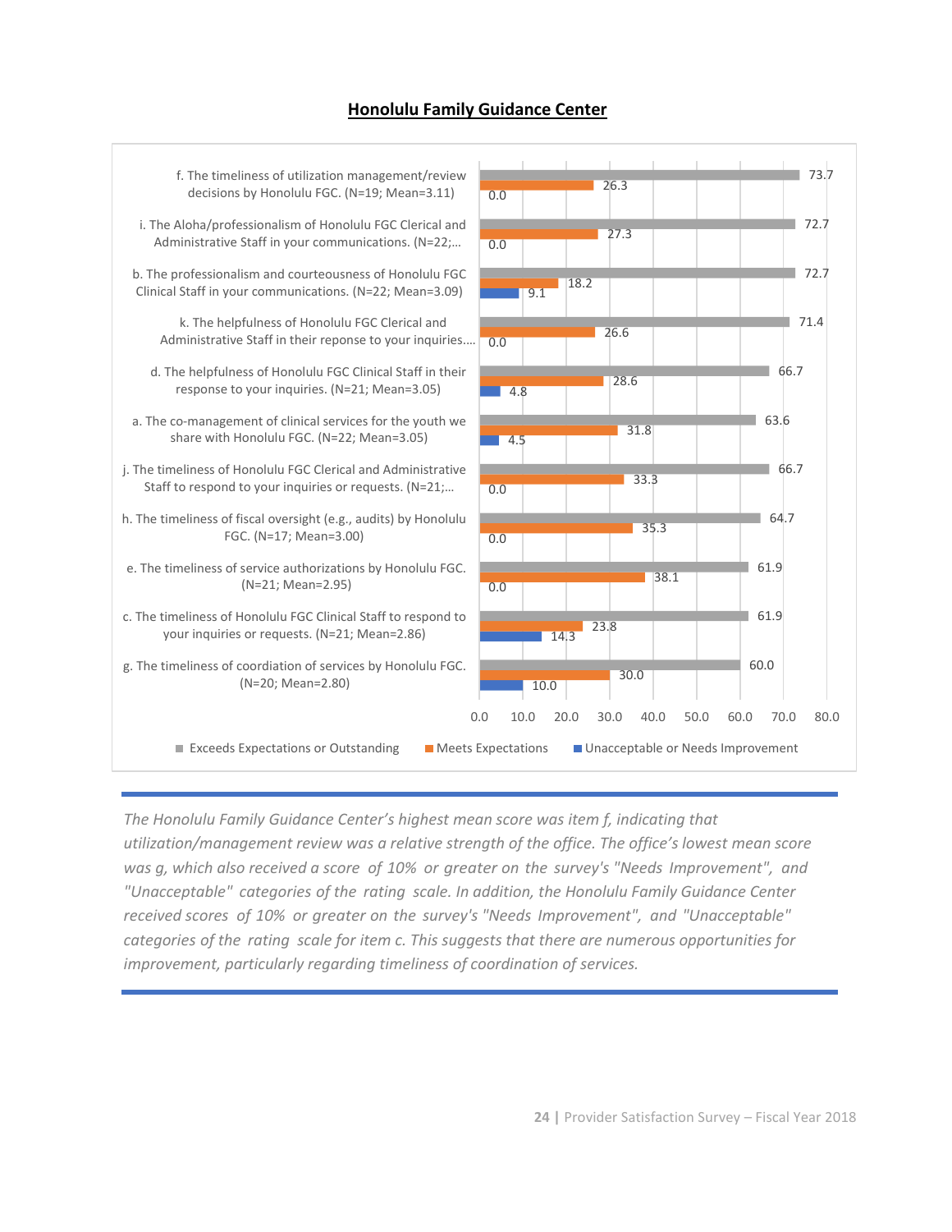# Honolulu Family Guidance Center

| Item | Exceeds Expectations or Outstanding | Meets Expectations | Unacceptable or Needs Improvement |
|---|---|---|---|
| f. The timeliness of utilization management/review decisions by Honolulu FGC. (N=19; Mean=3.11) | 73.7 | 26.3 | 0.0 |
| i. The Aloha/professionalism of Honolulu FGC Clerical and Administrative Staff in your communications. (N=22;… | 72.7 | 27.3 | 0.0 |
| b. The professionalism and courteousness of Honolulu FGC Clinical Staff in your communications. (N=22; Mean=3.09) | 72.7 | 18.2 | 9.1 |
| k. The helpfulness of Honolulu FGC Clerical and Administrative Staff in their reponse to your inquiries.… | 71.4 | 26.6 | 0.0 |
| d. The helpfulness of Honolulu FGC Clinical Staff in their response to your inquiries. (N=21; Mean=3.05) | 66.7 | 28.6 | 4.8 |
| a. The co-management of clinical services for the youth we share with Honolulu FGC. (N=22; Mean=3.05) | 63.6 | 31.8 | 4.5 |
| j. The timeliness of Honolulu FGC Clerical and Administrative Staff to respond to your inquiries or requests. (N=21;… | 66.7 | 33.3 | 0.0 |
| h. The timeliness of fiscal oversight (e.g., audits) by Honolulu FGC. (N=17; Mean=3.00) | 64.7 | 35.3 | 0.0 |
| e. The timeliness of service authorizations by Honolulu FGC. (N=21; Mean=2.95) | 61.9 | 38.1 | 0.0 |
| c. The timeliness of Honolulu FGC Clinical Staff to respond to your inquiries or requests. (N=21; Mean=2.86) | 61.9 | 23.8 | 14.3 |
| g. The timeliness of coordiation of services by Honolulu FGC. (N=20; Mean=2.80) | 60.0 | 30.0 | 10.0 |

*The Honolulu Family Guidance Center's highest mean score was item f, indicating that utilization/management review was a relative strength of the office. The office's lowest mean score was g, which also received a score of 10% or greater on the survey's "Needs Improvement", and "Unacceptable" categories of the rating scale. In addition, the Honolulu Family Guidance Center received scores of 10% or greater on the survey's "Needs Improvement", and "Unacceptable" categories of the rating scale for item c. This suggests that there are numerous opportunities for improvement, particularly regarding timeliness of coordination of services.*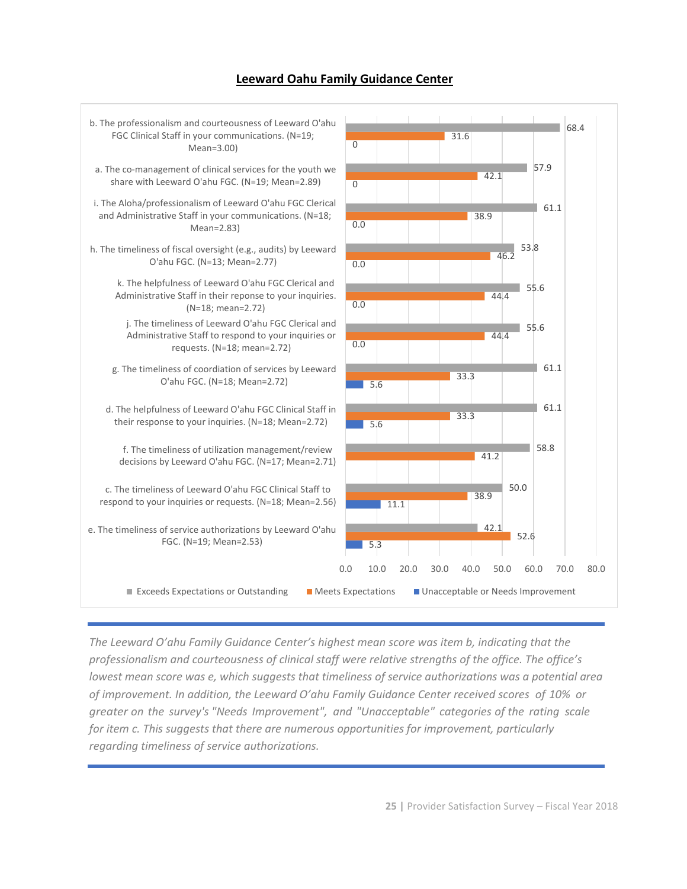## Leeward Oahu Family Guidance Center

| Item | Exceeds Expectations or Outstanding | Meets Expectations | Unacceptable or Needs Improvement |
|---|---|---|---|
| b. The professionalism and courteousness of Leeward O'ahu FGC Clinical Staff in your communications. (N=19; Mean=3.00) | 68.4 | 31.6 | 0 |
| a. The co-management of clinical services for the youth we share with Leeward O'ahu FGC. (N=19; Mean=2.89) | 57.9 | 42.1 | 0 |
| i. The Aloha/professionalism of Leeward O'ahu FGC Clerical and Administrative Staff in your communications. (N=18; Mean=2.83) | 61.1 | 38.9 | 0.0 |
| h. The timeliness of fiscal oversight (e.g., audits) by Leeward O'ahu FGC. (N=13; Mean=2.77) | 53.8 | 46.2 | 0.0 |
| k. The helpfulness of Leeward O'ahu FGC Clerical and Administrative Staff in their reponse to your inquiries. (N=18; mean=2.72) | 55.6 | 44.4 | 0.0 |
| j. The timeliness of Leeward O'ahu FGC Clerical and Administrative Staff to respond to your inquiries or requests. (N=18; mean=2.72) | 55.6 | 44.4 | 0.0 |
| g. The timeliness of coordiation of services by Leeward O'ahu FGC. (N=18; Mean=2.72) | 61.1 | 33.3 | 5.6 |
| d. The helpfulness of Leeward O'ahu FGC Clinical Staff in their response to your inquiries. (N=18; Mean=2.72) | 61.1 | 33.3 | 5.6 |
| f. The timeliness of utilization management/review decisions by Leeward O'ahu FGC. (N=17; Mean=2.71) | 58.8 | 41.2 | |
| c. The timeliness of Leeward O'ahu FGC Clinical Staff to respond to your inquiries or requests. (N=18; Mean=2.56) | 50.0 | 38.9 | 11.1 |
| e. The timeliness of service authorizations by Leeward O'ahu FGC. (N=19; Mean=2.53) | 42.1 | 52.6 | 5.3 |

*The Leeward O'ahu Family Guidance Center's highest mean score was item b, indicating that the professionalism and courteousness of clinical staff were relative strengths of the office. The office's lowest mean score was e, which suggests that timeliness of service authorizations was a potential area of improvement. In addition, the Leeward O'ahu Family Guidance Center received scores of 10% or greater on the survey's "Needs Improvement", and "Unacceptable" categories of the rating scale for item c. This suggests that there are numerous opportunities for improvement, particularly regarding timeliness of service authorizations.*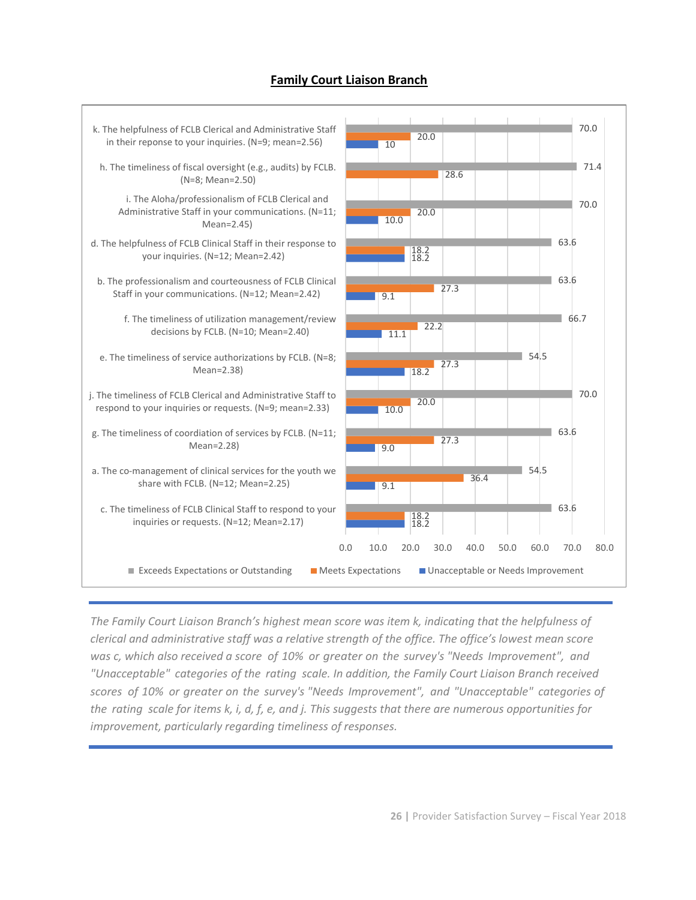## Family Court Liaison Branch

k. The helpfulness of FCLB Clerical and Administrative Staff in their reponse to your inquiries. (N=9; mean=2.56)

70.0
20.0
10

h. The timeliness of fiscal oversight (e.g., audits) by FCLB. (N=8; Mean=2.50)

71.4
28.6

i. The Aloha/professionalism of FCLB Clerical and Administrative Staff in your communications. (N=11; Mean=2.45)

70.0
20.0
10.0

d. The helpfulness of FCLB Clinical Staff in their response to your inquiries. (N=12; Mean=2.42)

63.6
18.2
18.2

b. The professionalism and courteousness of FCLB Clinical Staff in your communications. (N=12; Mean=2.42)

63.6
27.3
9.1

f. The timeliness of utilization management/review decisions by FCLB. (N=10; Mean=2.40)

66.7
22.2
11.1

e. The timeliness of service authorizations by FCLB. (N=8; Mean=2.38)

54.5
27.3
18.2

j. The timeliness of FCLB Clerical and Administrative Staff to respond to your inquiries or requests. (N=9; mean=2.33)

70.0
20.0
10.0

g. The timeliness of coordiation of services by FCLB. (N=11; Mean=2.28)

63.6
27.3
9.0

a. The co-management of clinical services for the youth we share with FCLB. (N=12; Mean=2.25)

54.5
36.4
9.1

c. The timeliness of FCLB Clinical Staff to respond to your inquiries or requests. (N=12; Mean=2.17)

63.6
18.2
18.2

0.0 10.0 20.0 30.0 40.0 50.0 60.0 70.0 80.0

Exceeds Expectations or Outstanding
Meets Expectations
Unacceptable or Needs Improvement

*The Family Court Liaison Branch's highest mean score was item k, indicating that the helpfulness of clerical and administrative staff was a relative strength of the office. The office's lowest mean score was c, which also received a score of 10% or greater on the survey's "Needs Improvement", and "Unacceptable" categories of the rating scale. In addition, the Family Court Liaison Branch received scores of 10% or greater on the survey's "Needs Improvement", and "Unacceptable" categories of the rating scale for items k, i, d, f, e, and j. This suggests that there are numerous opportunities for improvement, particularly regarding timeliness of responses.*